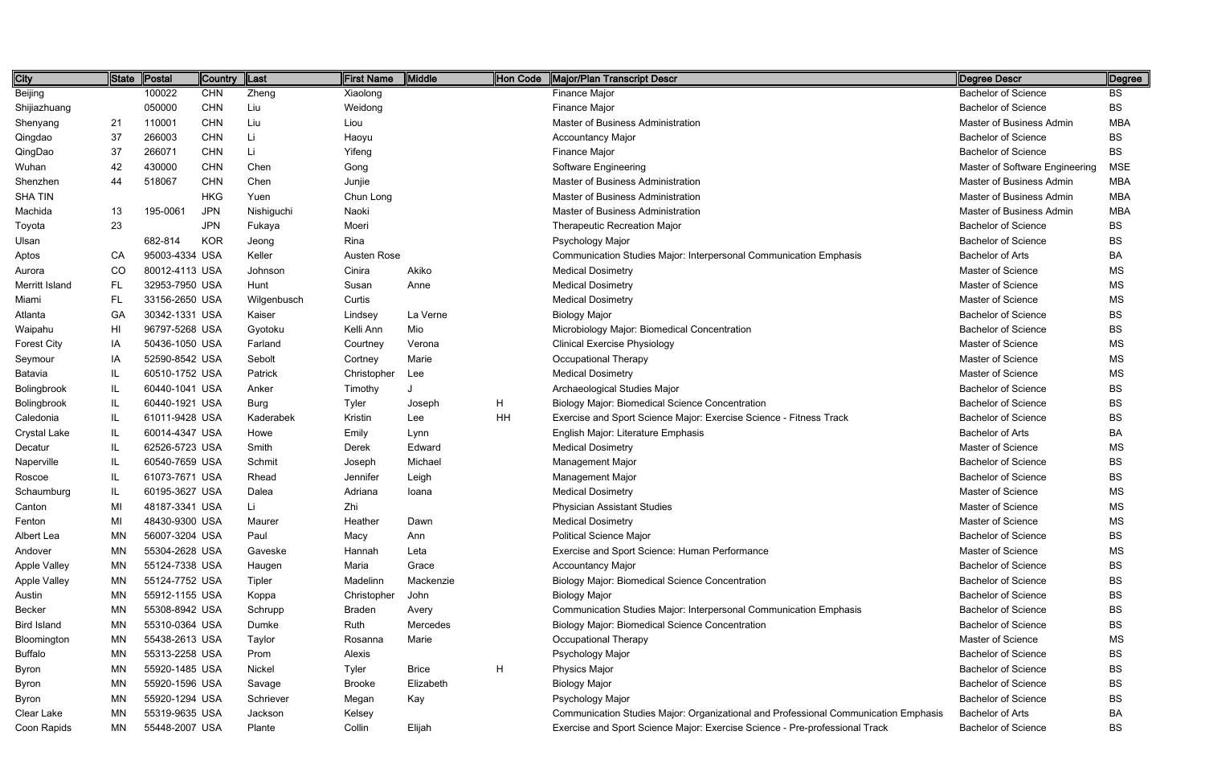| City | State | Postal | Country | Last | First Name | Middle | Hon Code | Major/Plan Transcript Descr | Degree Descr | Degree |
|---|---|---|---|---|---|---|---|---|---|---|
| Beijing | | 100022 | CHN | Zheng | Xiaolong | | | Finance Major | Bachelor of Science | BS |
| Shijiazhuang | | 050000 | CHN | Liu | Weidong | | | Finance Major | Bachelor of Science | BS |
| Shenyang | 21 | 110001 | CHN | Liu | Liou | | | Master of Business Administration | Master of Business Admin | MBA |
| Qingdao | 37 | 266003 | CHN | Li | Haoyu | | | Accountancy Major | Bachelor of Science | BS |
| QingDao | 37 | 266071 | CHN | Li | Yifeng | | | Finance Major | Bachelor of Science | BS |
| Wuhan | 42 | 430000 | CHN | Chen | Gong | | | Software Engineering | Master of Software Engineering | MSE |
| Shenzhen | 44 | 518067 | CHN | Chen | Junjie | | | Master of Business Administration | Master of Business Admin | MBA |
| SHA TIN | | | HKG | Yuen | Chun Long | | | Master of Business Administration | Master of Business Admin | MBA |
| Machida | 13 | 195-0061 | JPN | Nishiguchi | Naoki | | | Master of Business Administration | Master of Business Admin | MBA |
| Toyota | 23 | | JPN | Fukaya | Moeri | | | Therapeutic Recreation Major | Bachelor of Science | BS |
| Ulsan | | 682-814 | KOR | Jeong | Rina | | | Psychology Major | Bachelor of Science | BS |
| Aptos | CA | 95003-4334 | USA | Keller | Austen Rose | | | Communication Studies Major: Interpersonal Communication Emphasis | Bachelor of Arts | BA |
| Aurora | CO | 80012-4113 | USA | Johnson | Cinira | Akiko | | Medical Dosimetry | Master of Science | MS |
| Merritt Island | FL | 32953-7950 | USA | Hunt | Susan | Anne | | Medical Dosimetry | Master of Science | MS |
| Miami | FL | 33156-2650 | USA | Wilgenbusch | Curtis | | | Medical Dosimetry | Master of Science | MS |
| Atlanta | GA | 30342-1331 | USA | Kaiser | Lindsey | La Verne | | Biology Major | Bachelor of Science | BS |
| Waipahu | HI | 96797-5268 | USA | Gyotoku | Kelli Ann | Mio | | Microbiology Major: Biomedical Concentration | Bachelor of Science | BS |
| Forest City | IA | 50436-1050 | USA | Farland | Courtney | Verona | | Clinical Exercise Physiology | Master of Science | MS |
| Seymour | IA | 52590-8542 | USA | Sebolt | Cortney | Marie | | Occupational Therapy | Master of Science | MS |
| Batavia | IL | 60510-1752 | USA | Patrick | Christopher | Lee | | Medical Dosimetry | Master of Science | MS |
| Bolingbrook | IL | 60440-1041 | USA | Anker | Timothy | J | | Archaeological Studies Major | Bachelor of Science | BS |
| Bolingbrook | IL | 60440-1921 | USA | Burg | Tyler | Joseph | H | Biology Major: Biomedical Science Concentration | Bachelor of Science | BS |
| Caledonia | IL | 61011-9428 | USA | Kaderabek | Kristin | Lee | HH | Exercise and Sport Science Major: Exercise Science - Fitness Track | Bachelor of Science | BS |
| Crystal Lake | IL | 60014-4347 | USA | Howe | Emily | Lynn | | English Major: Literature Emphasis | Bachelor of Arts | BA |
| Decatur | IL | 62526-5723 | USA | Smith | Derek | Edward | | Medical Dosimetry | Master of Science | MS |
| Naperville | IL | 60540-7659 | USA | Schmit | Joseph | Michael | | Management Major | Bachelor of Science | BS |
| Roscoe | IL | 61073-7671 | USA | Rhead | Jennifer | Leigh | | Management Major | Bachelor of Science | BS |
| Schaumburg | IL | 60195-3627 | USA | Dalea | Adriana | Ioana | | Medical Dosimetry | Master of Science | MS |
| Canton | MI | 48187-3341 | USA | Li | Zhi | | | Physician Assistant Studies | Master of Science | MS |
| Fenton | MI | 48430-9300 | USA | Maurer | Heather | Dawn | | Medical Dosimetry | Master of Science | MS |
| Albert Lea | MN | 56007-3204 | USA | Paul | Macy | Ann | | Political Science Major | Bachelor of Science | BS |
| Andover | MN | 55304-2628 | USA | Gaveske | Hannah | Leta | | Exercise and Sport Science: Human Performance | Master of Science | MS |
| Apple Valley | MN | 55124-7338 | USA | Haugen | Maria | Grace | | Accountancy Major | Bachelor of Science | BS |
| Apple Valley | MN | 55124-7752 | USA | Tipler | Madelinn | Mackenzie | | Biology Major: Biomedical Science Concentration | Bachelor of Science | BS |
| Austin | MN | 55912-1155 | USA | Koppa | Christopher | John | | Biology Major | Bachelor of Science | BS |
| Becker | MN | 55308-8942 | USA | Schrupp | Braden | Avery | | Communication Studies Major: Interpersonal Communication Emphasis | Bachelor of Science | BS |
| Bird Island | MN | 55310-0364 | USA | Dumke | Ruth | Mercedes | | Biology Major: Biomedical Science Concentration | Bachelor of Science | BS |
| Bloomington | MN | 55438-2613 | USA | Taylor | Rosanna | Marie | | Occupational Therapy | Master of Science | MS |
| Buffalo | MN | 55313-2258 | USA | Prom | Alexis | | | Psychology Major | Bachelor of Science | BS |
| Byron | MN | 55920-1485 | USA | Nickel | Tyler | Brice | H | Physics Major | Bachelor of Science | BS |
| Byron | MN | 55920-1596 | USA | Savage | Brooke | Elizabeth | | Biology Major | Bachelor of Science | BS |
| Byron | MN | 55920-1294 | USA | Schriever | Megan | Kay | | Psychology Major | Bachelor of Science | BS |
| Clear Lake | MN | 55319-9635 | USA | Jackson | Kelsey | | | Communication Studies Major: Organizational and Professional Communication Emphasis | Bachelor of Arts | BA |
| Coon Rapids | MN | 55448-2007 | USA | Plante | Collin | Elijah | | Exercise and Sport Science Major: Exercise Science - Pre-professional Track | Bachelor of Science | BS |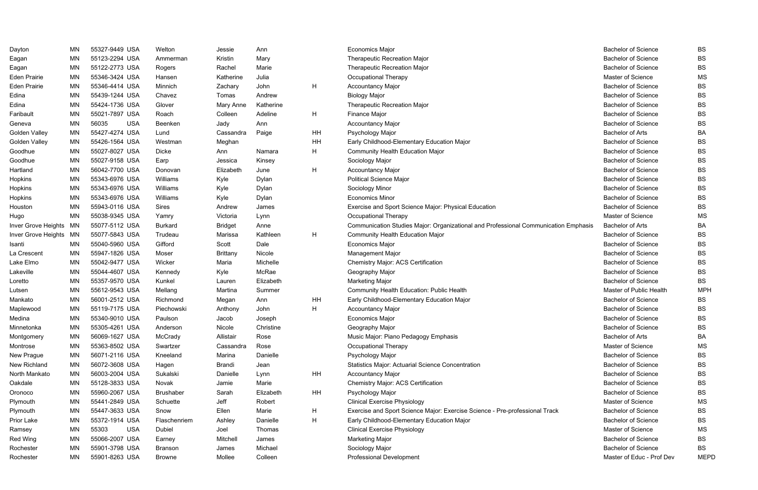| | | | | | | | | | | |
|---|---|---|---|---|---|---|---|---|---|---|
| Dayton | MN | 55327-9449 | USA | Welton | Jessie | Ann | | Economics Major | Bachelor of Science | BS |
| Eagan | MN | 55123-2294 | USA | Ammerman | Kristin | Mary | | Therapeutic Recreation Major | Bachelor of Science | BS |
| Eagan | MN | 55122-2773 | USA | Rogers | Rachel | Marie | | Therapeutic Recreation Major | Bachelor of Science | BS |
| Eden Prairie | MN | 55346-3424 | USA | Hansen | Katherine | Julia | | Occupational Therapy | Master of Science | MS |
| Eden Prairie | MN | 55346-4414 | USA | Minnich | Zachary | John | H | Accountancy Major | Bachelor of Science | BS |
| Edina | MN | 55439-1244 | USA | Chavez | Tomas | Andrew | | Biology Major | Bachelor of Science | BS |
| Edina | MN | 55424-1736 | USA | Glover | Mary Anne | Katherine | | Therapeutic Recreation Major | Bachelor of Science | BS |
| Faribault | MN | 55021-7897 | USA | Roach | Colleen | Adeline | H | Finance Major | Bachelor of Science | BS |
| Geneva | MN | 56035 | USA | Beenken | Jady | Ann | | Accountancy Major | Bachelor of Science | BS |
| Golden Valley | MN | 55427-4274 | USA | Lund | Cassandra | Paige | HH | Psychology Major | Bachelor of Arts | BA |
| Golden Valley | MN | 55426-1564 | USA | Westman | Meghan | | HH | Early Childhood-Elementary Education Major | Bachelor of Science | BS |
| Goodhue | MN | 55027-8027 | USA | Dicke | Ann | Namara | H | Community Health Education Major | Bachelor of Science | BS |
| Goodhue | MN | 55027-9158 | USA | Earp | Jessica | Kinsey | | Sociology Major | Bachelor of Science | BS |
| Hartland | MN | 56042-7700 | USA | Donovan | Elizabeth | June | H | Accountancy Major | Bachelor of Science | BS |
| Hopkins | MN | 55343-6976 | USA | Williams | Kyle | Dylan | | Political Science Major | Bachelor of Science | BS |
| Hopkins | MN | 55343-6976 | USA | Williams | Kyle | Dylan | | Sociology Minor | Bachelor of Science | BS |
| Hopkins | MN | 55343-6976 | USA | Williams | Kyle | Dylan | | Economics Minor | Bachelor of Science | BS |
| Houston | MN | 55943-0116 | USA | Sires | Andrew | James | | Exercise and Sport Science Major: Physical Education | Bachelor of Science | BS |
| Hugo | MN | 55038-9345 | USA | Yamry | Victoria | Lynn | | Occupational Therapy | Master of Science | MS |
| Inver Grove Heights | MN | 55077-5112 | USA | Burkard | Bridget | Anne | | Communication Studies Major: Organizational and Professional Communication Emphasis | Bachelor of Arts | BA |
| Inver Grove Heights | MN | 55077-5843 | USA | Trudeau | Marissa | Kathleen | H | Community Health Education Major | Bachelor of Science | BS |
| Isanti | MN | 55040-5960 | USA | Gifford | Scott | Dale | | Economics Major | Bachelor of Science | BS |
| La Crescent | MN | 55947-1826 | USA | Moser | Brittany | Nicole | | Management Major | Bachelor of Science | BS |
| Lake Elmo | MN | 55042-9477 | USA | Wicker | Maria | Michelle | | Chemistry Major: ACS Certification | Bachelor of Science | BS |
| Lakeville | MN | 55044-4607 | USA | Kennedy | Kyle | McRae | | Geography Major | Bachelor of Science | BS |
| Loretto | MN | 55357-9570 | USA | Kunkel | Lauren | Elizabeth | | Marketing Major | Bachelor of Science | BS |
| Lutsen | MN | 55612-9543 | USA | Mellang | Martina | Summer | | Community Health Education: Public Health | Master of Public Health | MPH |
| Mankato | MN | 56001-2512 | USA | Richmond | Megan | Ann | HH | Early Childhood-Elementary Education Major | Bachelor of Science | BS |
| Maplewood | MN | 55119-7175 | USA | Piechowski | Anthony | John | H | Accountancy Major | Bachelor of Science | BS |
| Medina | MN | 55340-9010 | USA | Paulson | Jacob | Joseph | | Economics Major | Bachelor of Science | BS |
| Minnetonka | MN | 55305-4261 | USA | Anderson | Nicole | Christine | | Geography Major | Bachelor of Science | BS |
| Montgomery | MN | 56069-1627 | USA | McCrady | Allistair | Rose | | Music Major: Piano Pedagogy Emphasis | Bachelor of Arts | BA |
| Montrose | MN | 55363-8502 | USA | Swartzer | Cassandra | Rose | | Occupational Therapy | Master of Science | MS |
| New Prague | MN | 56071-2116 | USA | Kneeland | Marina | Danielle | | Psychology Major | Bachelor of Science | BS |
| New Richland | MN | 56072-3608 | USA | Hagen | Brandi | Jean | | Statistics Major: Actuarial Science Concentration | Bachelor of Science | BS |
| North Mankato | MN | 56003-2004 | USA | Sukalski | Danielle | Lynn | HH | Accountancy Major | Bachelor of Science | BS |
| Oakdale | MN | 55128-3833 | USA | Novak | Jamie | Marie | | Chemistry Major: ACS Certification | Bachelor of Science | BS |
| Oronoco | MN | 55960-2067 | USA | Brushaber | Sarah | Elizabeth | HH | Psychology Major | Bachelor of Science | BS |
| Plymouth | MN | 55441-2849 | USA | Schuette | Jeff | Robert | | Clinical Exercise Physiology | Master of Science | MS |
| Plymouth | MN | 55447-3633 | USA | Snow | Ellen | Marie | H | Exercise and Sport Science Major: Exercise Science - Pre-professional Track | Bachelor of Science | BS |
| Prior Lake | MN | 55372-1914 | USA | Flaschenriem | Ashley | Danielle | H | Early Childhood-Elementary Education Major | Bachelor of Science | BS |
| Ramsey | MN | 55303 | USA | Dubiel | Joel | Thomas | | Clinical Exercise Physiology | Master of Science | MS |
| Red Wing | MN | 55066-2007 | USA | Earney | Mitchell | James | | Marketing Major | Bachelor of Science | BS |
| Rochester | MN | 55901-3798 | USA | Branson | James | Michael | | Sociology Major | Bachelor of Science | BS |
| Rochester | MN | 55901-8263 | USA | Browne | Mollee | Colleen | | Professional Development | Master of Educ - Prof Dev | MEPD |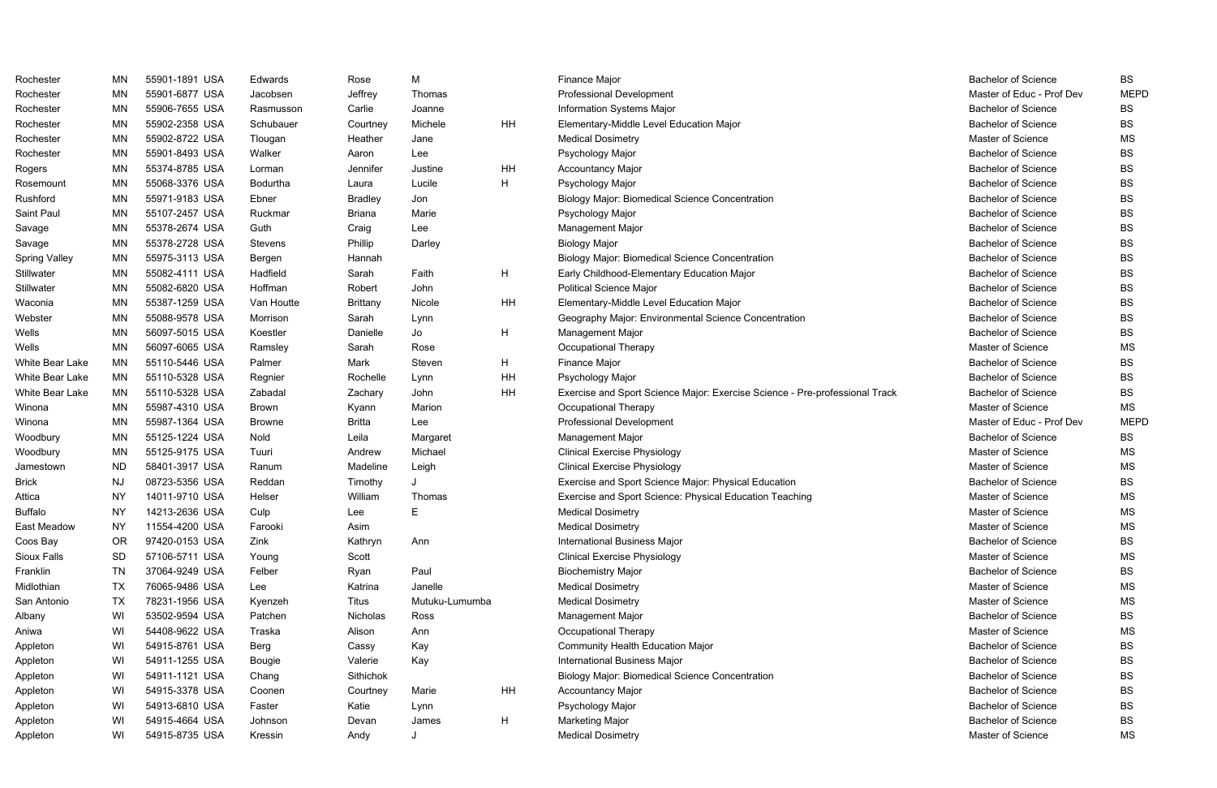| | | | | | | | | | |
|---|---|---|---|---|---|---|---|---|---|
| Rochester | MN | 55901-1891 USA | Edwards | Rose | M | | Finance Major | Bachelor of Science | BS |
| Rochester | MN | 55901-6877 USA | Jacobsen | Jeffrey | Thomas | | Professional Development | Master of Educ - Prof Dev | MEPD |
| Rochester | MN | 55906-7655 USA | Rasmusson | Carlie | Joanne | | Information Systems Major | Bachelor of Science | BS |
| Rochester | MN | 55902-2358 USA | Schubauer | Courtney | Michele | HH | Elementary-Middle Level Education Major | Bachelor of Science | BS |
| Rochester | MN | 55902-8722 USA | Tlougan | Heather | Jane | | Medical Dosimetry | Master of Science | MS |
| Rochester | MN | 55901-8493 USA | Walker | Aaron | Lee | | Psychology Major | Bachelor of Science | BS |
| Rogers | MN | 55374-8785 USA | Lorman | Jennifer | Justine | HH | Accountancy Major | Bachelor of Science | BS |
| Rosemount | MN | 55068-3376 USA | Bodurtha | Laura | Lucile | H | Psychology Major | Bachelor of Science | BS |
| Rushford | MN | 55971-9183 USA | Ebner | Bradley | Jon | | Biology Major: Biomedical Science Concentration | Bachelor of Science | BS |
| Saint Paul | MN | 55107-2457 USA | Ruckmar | Briana | Marie | | Psychology Major | Bachelor of Science | BS |
| Savage | MN | 55378-2674 USA | Guth | Craig | Lee | | Management Major | Bachelor of Science | BS |
| Savage | MN | 55378-2728 USA | Stevens | Phillip | Darley | | Biology Major | Bachelor of Science | BS |
| Spring Valley | MN | 55975-3113 USA | Bergen | Hannah | | | Biology Major: Biomedical Science Concentration | Bachelor of Science | BS |
| Stillwater | MN | 55082-4111 USA | Hadfield | Sarah | Faith | H | Early Childhood-Elementary Education Major | Bachelor of Science | BS |
| Stillwater | MN | 55082-6820 USA | Hoffman | Robert | John | | Political Science Major | Bachelor of Science | BS |
| Waconia | MN | 55387-1259 USA | Van Houtte | Brittany | Nicole | HH | Elementary-Middle Level Education Major | Bachelor of Science | BS |
| Webster | MN | 55088-9578 USA | Morrison | Sarah | Lynn | | Geography Major: Environmental Science Concentration | Bachelor of Science | BS |
| Wells | MN | 56097-5015 USA | Koestler | Danielle | Jo | H | Management Major | Bachelor of Science | BS |
| Wells | MN | 56097-6065 USA | Ramsley | Sarah | Rose | | Occupational Therapy | Master of Science | MS |
| White Bear Lake | MN | 55110-5446 USA | Palmer | Mark | Steven | H | Finance Major | Bachelor of Science | BS |
| White Bear Lake | MN | 55110-5328 USA | Regnier | Rochelle | Lynn | HH | Psychology Major | Bachelor of Science | BS |
| White Bear Lake | MN | 55110-5328 USA | Zabadal | Zachary | John | HH | Exercise and Sport Science Major: Exercise Science - Pre-professional Track | Bachelor of Science | BS |
| Winona | MN | 55987-4310 USA | Brown | Kyann | Marion | | Occupational Therapy | Master of Science | MS |
| Winona | MN | 55987-1364 USA | Browne | Britta | Lee | | Professional Development | Master of Educ - Prof Dev | MEPD |
| Woodbury | MN | 55125-1224 USA | Nold | Leila | Margaret | | Management Major | Bachelor of Science | BS |
| Woodbury | MN | 55125-9175 USA | Tuuri | Andrew | Michael | | Clinical Exercise Physiology | Master of Science | MS |
| Jamestown | ND | 58401-3917 USA | Ranum | Madeline | Leigh | | Clinical Exercise Physiology | Master of Science | MS |
| Brick | NJ | 08723-5356 USA | Reddan | Timothy | J | | Exercise and Sport Science Major: Physical Education | Bachelor of Science | BS |
| Attica | NY | 14011-9710 USA | Helser | William | Thomas | | Exercise and Sport Science: Physical Education Teaching | Master of Science | MS |
| Buffalo | NY | 14213-2636 USA | Culp | Lee | E | | Medical Dosimetry | Master of Science | MS |
| East Meadow | NY | 11554-4200 USA | Farooki | Asim | | | Medical Dosimetry | Master of Science | MS |
| Coos Bay | OR | 97420-0153 USA | Zink | Kathryn | Ann | | International Business Major | Bachelor of Science | BS |
| Sioux Falls | SD | 57106-5711 USA | Young | Scott | | | Clinical Exercise Physiology | Master of Science | MS |
| Franklin | TN | 37064-9249 USA | Felber | Ryan | Paul | | Biochemistry Major | Bachelor of Science | BS |
| Midlothian | TX | 76065-9486 USA | Lee | Katrina | Janelle | | Medical Dosimetry | Master of Science | MS |
| San Antonio | TX | 78231-1956 USA | Kyenzeh | Titus | Mutuku-Lumumba | | Medical Dosimetry | Master of Science | MS |
| Albany | WI | 53502-9594 USA | Patchen | Nicholas | Ross | | Management Major | Bachelor of Science | BS |
| Aniwa | WI | 54408-9622 USA | Traska | Alison | Ann | | Occupational Therapy | Master of Science | MS |
| Appleton | WI | 54915-8761 USA | Berg | Cassy | Kay | | Community Health Education Major | Bachelor of Science | BS |
| Appleton | WI | 54911-1255 USA | Bougie | Valerie | Kay | | International Business Major | Bachelor of Science | BS |
| Appleton | WI | 54911-1121 USA | Chang | Sithichok | | | Biology Major: Biomedical Science Concentration | Bachelor of Science | BS |
| Appleton | WI | 54915-3378 USA | Coonen | Courtney | Marie | HH | Accountancy Major | Bachelor of Science | BS |
| Appleton | WI | 54913-6810 USA | Faster | Katie | Lynn | | Psychology Major | Bachelor of Science | BS |
| Appleton | WI | 54915-4664 USA | Johnson | Devan | James | H | Marketing Major | Bachelor of Science | BS |
| Appleton | WI | 54915-8735 USA | Kressin | Andy | J | | Medical Dosimetry | Master of Science | MS |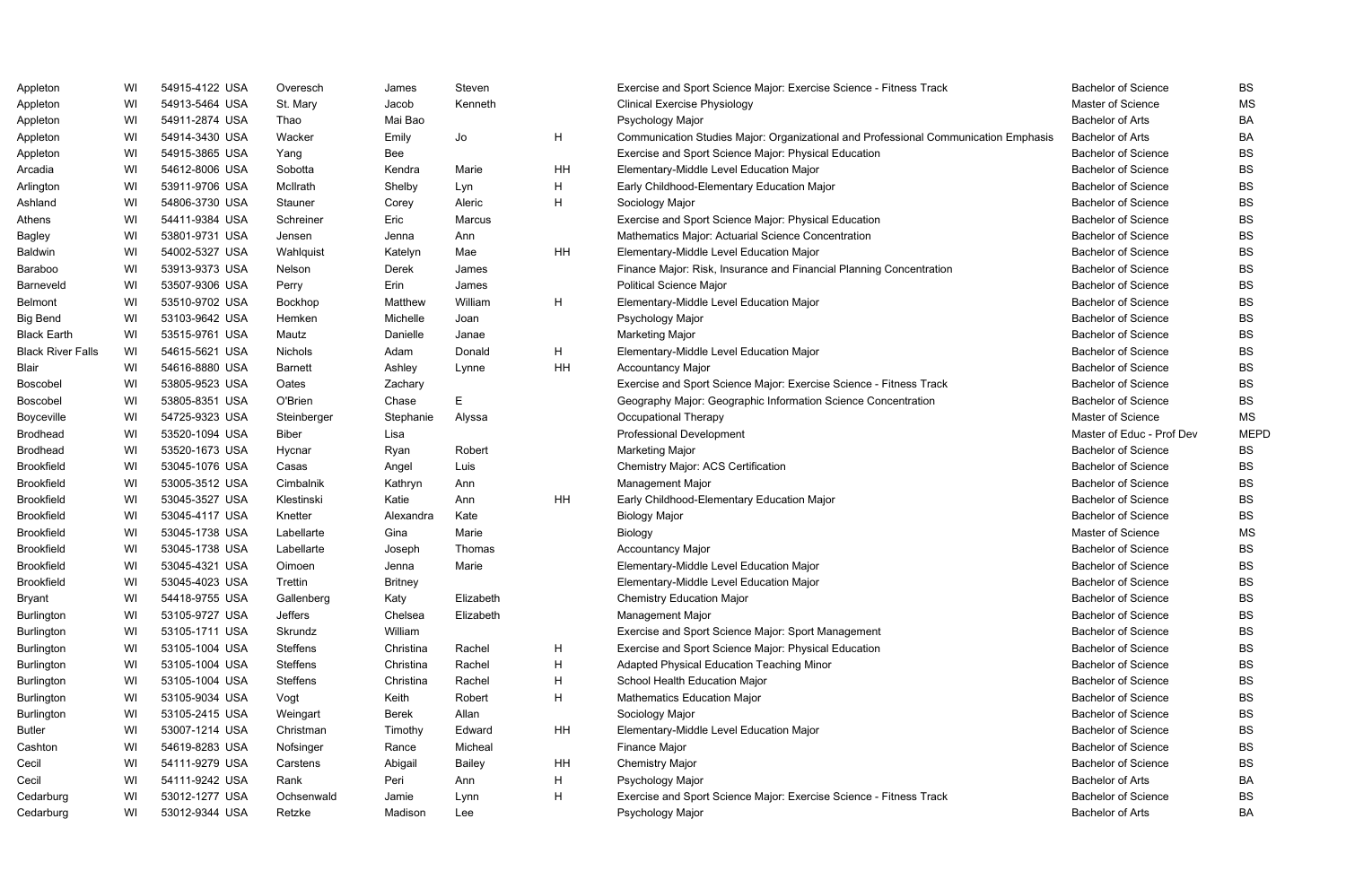| | | | | | | | | | | |
|---|---|---|---|---|---|---|---|---|---|---|
| Appleton | WI | 54915-4122 | USA | Overesch | James | Steven | | Exercise and Sport Science Major: Exercise Science - Fitness Track | Bachelor of Science | BS |
| Appleton | WI | 54913-5464 | USA | St. Mary | Jacob | Kenneth | | Clinical Exercise Physiology | Master of Science | MS |
| Appleton | WI | 54911-2874 | USA | Thao | Mai Bao | | | Psychology Major | Bachelor of Arts | BA |
| Appleton | WI | 54914-3430 | USA | Wacker | Emily | Jo | H | Communication Studies Major: Organizational and Professional Communication Emphasis | Bachelor of Arts | BA |
| Appleton | WI | 54915-3865 | USA | Yang | Bee | | | Exercise and Sport Science Major: Physical Education | Bachelor of Science | BS |
| Arcadia | WI | 54612-8006 | USA | Sobotta | Kendra | Marie | HH | Elementary-Middle Level Education Major | Bachelor of Science | BS |
| Arlington | WI | 53911-9706 | USA | McIlrath | Shelby | Lyn | H | Early Childhood-Elementary Education Major | Bachelor of Science | BS |
| Ashland | WI | 54806-3730 | USA | Stauner | Corey | Aleric | H | Sociology Major | Bachelor of Science | BS |
| Athens | WI | 54411-9384 | USA | Schreiner | Eric | Marcus | | Exercise and Sport Science Major: Physical Education | Bachelor of Science | BS |
| Bagley | WI | 53801-9731 | USA | Jensen | Jenna | Ann | | Mathematics Major: Actuarial Science Concentration | Bachelor of Science | BS |
| Baldwin | WI | 54002-5327 | USA | Wahlquist | Katelyn | Mae | HH | Elementary-Middle Level Education Major | Bachelor of Science | BS |
| Baraboo | WI | 53913-9373 | USA | Nelson | Derek | James | | Finance Major: Risk, Insurance and Financial Planning Concentration | Bachelor of Science | BS |
| Barneveld | WI | 53507-9306 | USA | Perry | Erin | James | | Political Science Major | Bachelor of Science | BS |
| Belmont | WI | 53510-9702 | USA | Bockhop | Matthew | William | H | Elementary-Middle Level Education Major | Bachelor of Science | BS |
| Big Bend | WI | 53103-9642 | USA | Hemken | Michelle | Joan | | Psychology Major | Bachelor of Science | BS |
| Black Earth | WI | 53515-9761 | USA | Mautz | Danielle | Janae | | Marketing Major | Bachelor of Science | BS |
| Black River Falls | WI | 54615-5621 | USA | Nichols | Adam | Donald | H | Elementary-Middle Level Education Major | Bachelor of Science | BS |
| Blair | WI | 54616-8880 | USA | Barnett | Ashley | Lynne | HH | Accountancy Major | Bachelor of Science | BS |
| Boscobel | WI | 53805-9523 | USA | Oates | Zachary | | | Exercise and Sport Science Major: Exercise Science - Fitness Track | Bachelor of Science | BS |
| Boscobel | WI | 53805-8351 | USA | O'Brien | Chase | E | | Geography Major: Geographic Information Science Concentration | Bachelor of Science | BS |
| Boyceville | WI | 54725-9323 | USA | Steinberger | Stephanie | Alyssa | | Occupational Therapy | Master of Science | MS |
| Brodhead | WI | 53520-1094 | USA | Biber | Lisa | | | Professional Development | Master of Educ - Prof Dev | MEPD |
| Brodhead | WI | 53520-1673 | USA | Hycnar | Ryan | Robert | | Marketing Major | Bachelor of Science | BS |
| Brookfield | WI | 53045-1076 | USA | Casas | Angel | Luis | | Chemistry Major: ACS Certification | Bachelor of Science | BS |
| Brookfield | WI | 53005-3512 | USA | Cimbalnik | Kathryn | Ann | | Management Major | Bachelor of Science | BS |
| Brookfield | WI | 53045-3527 | USA | Klestinski | Katie | Ann | HH | Early Childhood-Elementary Education Major | Bachelor of Science | BS |
| Brookfield | WI | 53045-4117 | USA | Knetter | Alexandra | Kate | | Biology Major | Bachelor of Science | BS |
| Brookfield | WI | 53045-1738 | USA | Labellarte | Gina | Marie | | Biology | Master of Science | MS |
| Brookfield | WI | 53045-1738 | USA | Labellarte | Joseph | Thomas | | Accountancy Major | Bachelor of Science | BS |
| Brookfield | WI | 53045-4321 | USA | Oimoen | Jenna | Marie | | Elementary-Middle Level Education Major | Bachelor of Science | BS |
| Brookfield | WI | 53045-4023 | USA | Trettin | Britney | | | Elementary-Middle Level Education Major | Bachelor of Science | BS |
| Bryant | WI | 54418-9755 | USA | Gallenberg | Katy | Elizabeth | | Chemistry Education Major | Bachelor of Science | BS |
| Burlington | WI | 53105-9727 | USA | Jeffers | Chelsea | Elizabeth | | Management Major | Bachelor of Science | BS |
| Burlington | WI | 53105-1711 | USA | Skrundz | William | | | Exercise and Sport Science Major: Sport Management | Bachelor of Science | BS |
| Burlington | WI | 53105-1004 | USA | Steffens | Christina | Rachel | H | Exercise and Sport Science Major: Physical Education | Bachelor of Science | BS |
| Burlington | WI | 53105-1004 | USA | Steffens | Christina | Rachel | H | Adapted Physical Education Teaching Minor | Bachelor of Science | BS |
| Burlington | WI | 53105-1004 | USA | Steffens | Christina | Rachel | H | School Health Education Major | Bachelor of Science | BS |
| Burlington | WI | 53105-9034 | USA | Vogt | Keith | Robert | H | Mathematics Education Major | Bachelor of Science | BS |
| Burlington | WI | 53105-2415 | USA | Weingart | Berek | Allan | | Sociology Major | Bachelor of Science | BS |
| Butler | WI | 53007-1214 | USA | Christman | Timothy | Edward | HH | Elementary-Middle Level Education Major | Bachelor of Science | BS |
| Cashton | WI | 54619-8283 | USA | Nofsinger | Rance | Micheal | | Finance Major | Bachelor of Science | BS |
| Cecil | WI | 54111-9279 | USA | Carstens | Abigail | Bailey | HH | Chemistry Major | Bachelor of Science | BS |
| Cecil | WI | 54111-9242 | USA | Rank | Peri | Ann | H | Psychology Major | Bachelor of Arts | BA |
| Cedarburg | WI | 53012-1277 | USA | Ochsenwald | Jamie | Lynn | H | Exercise and Sport Science Major: Exercise Science - Fitness Track | Bachelor of Science | BS |
| Cedarburg | WI | 53012-9344 | USA | Retzke | Madison | Lee | | Psychology Major | Bachelor of Arts | BA |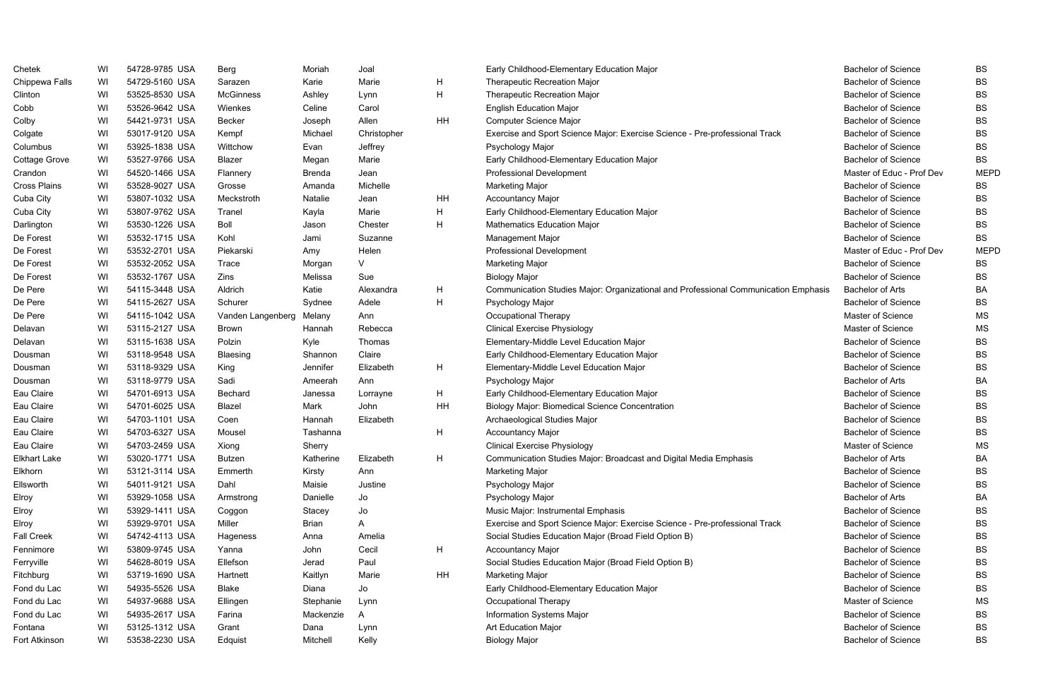| | | | | | | | | | | |
|---|---|---|---|---|---|---|---|---|---|---|
| Chetek | WI | 54728-9785 | USA | Berg | Moriah | Joal | | Early Childhood-Elementary Education Major | Bachelor of Science | BS |
| Chippewa Falls | WI | 54729-5160 | USA | Sarazen | Karie | Marie | H | Therapeutic Recreation Major | Bachelor of Science | BS |
| Clinton | WI | 53525-8530 | USA | McGinness | Ashley | Lynn | H | Therapeutic Recreation Major | Bachelor of Science | BS |
| Cobb | WI | 53526-9642 | USA | Wienkes | Celine | Carol | | English Education Major | Bachelor of Science | BS |
| Colby | WI | 54421-9731 | USA | Becker | Joseph | Allen | HH | Computer Science Major | Bachelor of Science | BS |
| Colgate | WI | 53017-9120 | USA | Kempf | Michael | Christopher | | Exercise and Sport Science Major: Exercise Science - Pre-professional Track | Bachelor of Science | BS |
| Columbus | WI | 53925-1838 | USA | Wittchow | Evan | Jeffrey | | Psychology Major | Bachelor of Science | BS |
| Cottage Grove | WI | 53527-9766 | USA | Blazer | Megan | Marie | | Early Childhood-Elementary Education Major | Bachelor of Science | BS |
| Crandon | WI | 54520-1466 | USA | Flannery | Brenda | Jean | | Professional Development | Master of Educ - Prof Dev | MEPD |
| Cross Plains | WI | 53528-9027 | USA | Grosse | Amanda | Michelle | | Marketing Major | Bachelor of Science | BS |
| Cuba City | WI | 53807-1032 | USA | Meckstroth | Natalie | Jean | HH | Accountancy Major | Bachelor of Science | BS |
| Cuba City | WI | 53807-9762 | USA | Tranel | Kayla | Marie | H | Early Childhood-Elementary Education Major | Bachelor of Science | BS |
| Darlington | WI | 53530-1226 | USA | Boll | Jason | Chester | H | Mathematics Education Major | Bachelor of Science | BS |
| De Forest | WI | 53532-1715 | USA | Kohl | Jami | Suzanne | | Management Major | Bachelor of Science | BS |
| De Forest | WI | 53532-2701 | USA | Piekarski | Amy | Helen | | Professional Development | Master of Educ - Prof Dev | MEPD |
| De Forest | WI | 53532-2052 | USA | Trace | Morgan | V | | Marketing Major | Bachelor of Science | BS |
| De Forest | WI | 53532-1767 | USA | Zins | Melissa | Sue | | Biology Major | Bachelor of Science | BS |
| De Pere | WI | 54115-3448 | USA | Aldrich | Katie | Alexandra | H | Communication Studies Major: Organizational and Professional Communication Emphasis | Bachelor of Arts | BA |
| De Pere | WI | 54115-2627 | USA | Schurer | Sydnee | Adele | H | Psychology Major | Bachelor of Science | BS |
| De Pere | WI | 54115-1042 | USA | Vanden Langenberg | Melany | Ann | | Occupational Therapy | Master of Science | MS |
| Delavan | WI | 53115-2127 | USA | Brown | Hannah | Rebecca | | Clinical Exercise Physiology | Master of Science | MS |
| Delavan | WI | 53115-1638 | USA | Polzin | Kyle | Thomas | | Elementary-Middle Level Education Major | Bachelor of Science | BS |
| Dousman | WI | 53118-9548 | USA | Blaesing | Shannon | Claire | | Early Childhood-Elementary Education Major | Bachelor of Science | BS |
| Dousman | WI | 53118-9329 | USA | King | Jennifer | Elizabeth | H | Elementary-Middle Level Education Major | Bachelor of Science | BS |
| Dousman | WI | 53118-9779 | USA | Sadi | Ameerah | Ann | | Psychology Major | Bachelor of Arts | BA |
| Eau Claire | WI | 54701-6913 | USA | Bechard | Janessa | Lorrayne | H | Early Childhood-Elementary Education Major | Bachelor of Science | BS |
| Eau Claire | WI | 54701-6025 | USA | Blazel | Mark | John | HH | Biology Major: Biomedical Science Concentration | Bachelor of Science | BS |
| Eau Claire | WI | 54703-1101 | USA | Coen | Hannah | Elizabeth | | Archaeological Studies Major | Bachelor of Science | BS |
| Eau Claire | WI | 54703-6327 | USA | Mousel | Tashanna | | H | Accountancy Major | Bachelor of Science | BS |
| Eau Claire | WI | 54703-2459 | USA | Xiong | Sherry | | | Clinical Exercise Physiology | Master of Science | MS |
| Elkhart Lake | WI | 53020-1771 | USA | Butzen | Katherine | Elizabeth | H | Communication Studies Major: Broadcast and Digital Media Emphasis | Bachelor of Arts | BA |
| Elkhorn | WI | 53121-3114 | USA | Emmerth | Kirsty | Ann | | Marketing Major | Bachelor of Science | BS |
| Ellsworth | WI | 54011-9121 | USA | Dahl | Maisie | Justine | | Psychology Major | Bachelor of Science | BS |
| Elroy | WI | 53929-1058 | USA | Armstrong | Danielle | Jo | | Psychology Major | Bachelor of Arts | BA |
| Elroy | WI | 53929-1411 | USA | Coggon | Stacey | Jo | | Music Major: Instrumental Emphasis | Bachelor of Science | BS |
| Elroy | WI | 53929-9701 | USA | Miller | Brian | A | | Exercise and Sport Science Major: Exercise Science - Pre-professional Track | Bachelor of Science | BS |
| Fall Creek | WI | 54742-4113 | USA | Hageness | Anna | Amelia | | Social Studies Education Major (Broad Field Option B) | Bachelor of Science | BS |
| Fennimore | WI | 53809-9745 | USA | Yanna | John | Cecil | H | Accountancy Major | Bachelor of Science | BS |
| Ferryville | WI | 54628-8019 | USA | Ellefson | Jerad | Paul | | Social Studies Education Major (Broad Field Option B) | Bachelor of Science | BS |
| Fitchburg | WI | 53719-1690 | USA | Hartnett | Kaitlyn | Marie | HH | Marketing Major | Bachelor of Science | BS |
| Fond du Lac | WI | 54935-5526 | USA | Blake | Diana | Jo | | Early Childhood-Elementary Education Major | Bachelor of Science | BS |
| Fond du Lac | WI | 54937-9688 | USA | Ellingen | Stephanie | Lynn | | Occupational Therapy | Master of Science | MS |
| Fond du Lac | WI | 54935-2617 | USA | Farina | Mackenzie | A | | Information Systems Major | Bachelor of Science | BS |
| Fontana | WI | 53125-1312 | USA | Grant | Dana | Lynn | | Art Education Major | Bachelor of Science | BS |
| Fort Atkinson | WI | 53538-2230 | USA | Edquist | Mitchell | Kelly | | Biology Major | Bachelor of Science | BS |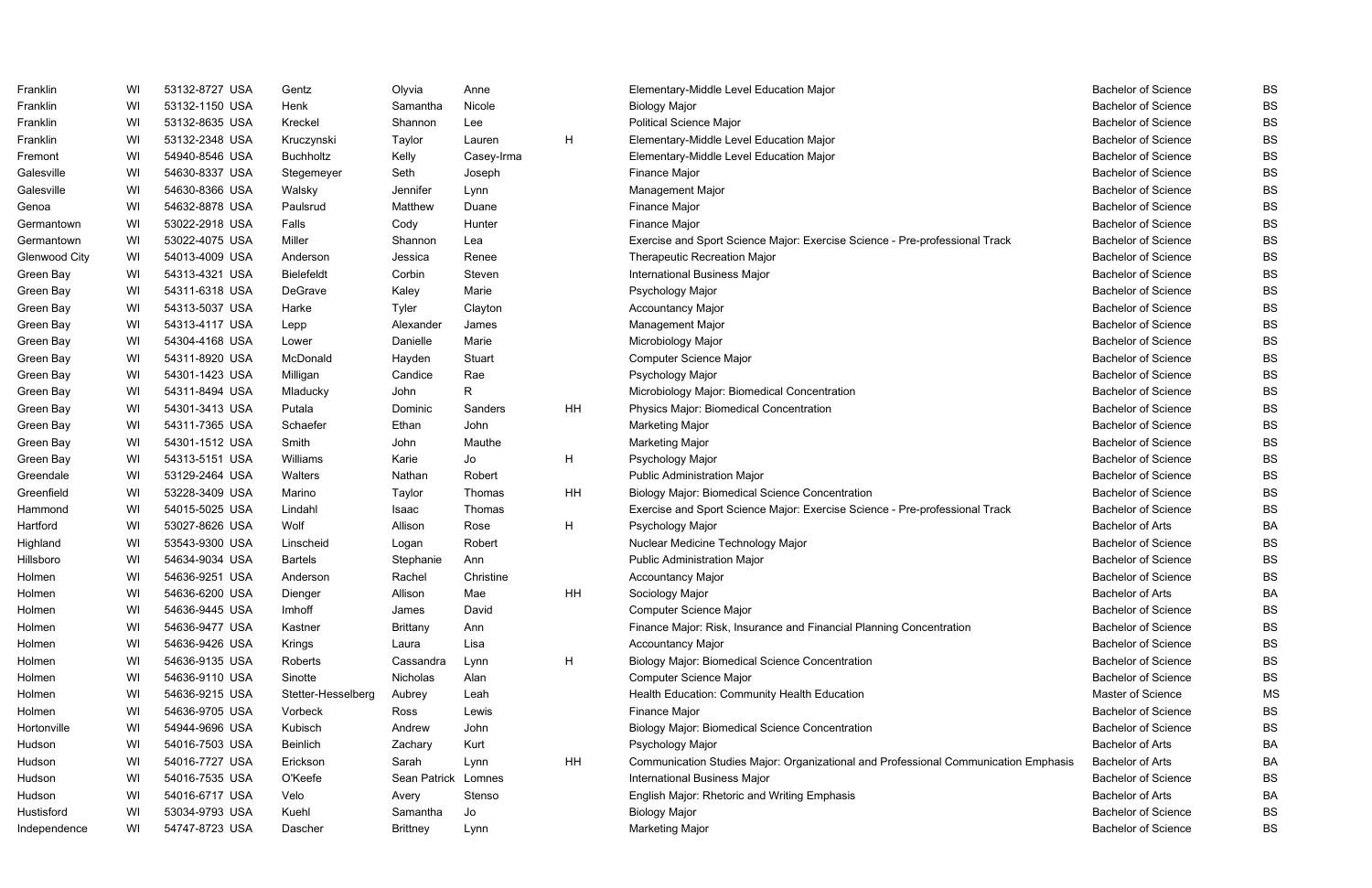| | | | | | | | | | | |
|---|---|---|---|---|---|---|---|---|---|---|
| Franklin | WI | 53132-8727 | USA | Gentz | Olyvia | Anne | | Elementary-Middle Level Education Major | Bachelor of Science | BS |
| Franklin | WI | 53132-1150 | USA | Henk | Samantha | Nicole | | Biology Major | Bachelor of Science | BS |
| Franklin | WI | 53132-8635 | USA | Kreckel | Shannon | Lee | | Political Science Major | Bachelor of Science | BS |
| Franklin | WI | 53132-2348 | USA | Kruczynski | Taylor | Lauren | H | Elementary-Middle Level Education Major | Bachelor of Science | BS |
| Fremont | WI | 54940-8546 | USA | Buchholtz | Kelly | Casey-Irma | | Elementary-Middle Level Education Major | Bachelor of Science | BS |
| Galesville | WI | 54630-8337 | USA | Stegemeyer | Seth | Joseph | | Finance Major | Bachelor of Science | BS |
| Galesville | WI | 54630-8366 | USA | Walsky | Jennifer | Lynn | | Management Major | Bachelor of Science | BS |
| Genoa | WI | 54632-8878 | USA | Paulsrud | Matthew | Duane | | Finance Major | Bachelor of Science | BS |
| Germantown | WI | 53022-2918 | USA | Falls | Cody | Hunter | | Finance Major | Bachelor of Science | BS |
| Germantown | WI | 53022-4075 | USA | Miller | Shannon | Lea | | Exercise and Sport Science Major: Exercise Science - Pre-professional Track | Bachelor of Science | BS |
| Glenwood City | WI | 54013-4009 | USA | Anderson | Jessica | Renee | | Therapeutic Recreation Major | Bachelor of Science | BS |
| Green Bay | WI | 54313-4321 | USA | Bielefeldt | Corbin | Steven | | International Business Major | Bachelor of Science | BS |
| Green Bay | WI | 54311-6318 | USA | DeGrave | Kaley | Marie | | Psychology Major | Bachelor of Science | BS |
| Green Bay | WI | 54313-5037 | USA | Harke | Tyler | Clayton | | Accountancy Major | Bachelor of Science | BS |
| Green Bay | WI | 54313-4117 | USA | Lepp | Alexander | James | | Management Major | Bachelor of Science | BS |
| Green Bay | WI | 54304-4168 | USA | Lower | Danielle | Marie | | Microbiology Major | Bachelor of Science | BS |
| Green Bay | WI | 54311-8920 | USA | McDonald | Hayden | Stuart | | Computer Science Major | Bachelor of Science | BS |
| Green Bay | WI | 54301-1423 | USA | Milligan | Candice | Rae | | Psychology Major | Bachelor of Science | BS |
| Green Bay | WI | 54311-8494 | USA | Mladucky | John | R | | Microbiology Major: Biomedical Concentration | Bachelor of Science | BS |
| Green Bay | WI | 54301-3413 | USA | Putala | Dominic | Sanders | HH | Physics Major: Biomedical Concentration | Bachelor of Science | BS |
| Green Bay | WI | 54311-7365 | USA | Schaefer | Ethan | John | | Marketing Major | Bachelor of Science | BS |
| Green Bay | WI | 54301-1512 | USA | Smith | John | Mauthe | | Marketing Major | Bachelor of Science | BS |
| Green Bay | WI | 54313-5151 | USA | Williams | Karie | Jo | H | Psychology Major | Bachelor of Science | BS |
| Greendale | WI | 53129-2464 | USA | Walters | Nathan | Robert | | Public Administration Major | Bachelor of Science | BS |
| Greenfield | WI | 53228-3409 | USA | Marino | Taylor | Thomas | HH | Biology Major: Biomedical Science Concentration | Bachelor of Science | BS |
| Hammond | WI | 54015-5025 | USA | Lindahl | Isaac | Thomas | | Exercise and Sport Science Major: Exercise Science - Pre-professional Track | Bachelor of Science | BS |
| Hartford | WI | 53027-8626 | USA | Wolf | Allison | Rose | H | Psychology Major | Bachelor of Arts | BA |
| Highland | WI | 53543-9300 | USA | Linscheid | Logan | Robert | | Nuclear Medicine Technology Major | Bachelor of Science | BS |
| Hillsboro | WI | 54634-9034 | USA | Bartels | Stephanie | Ann | | Public Administration Major | Bachelor of Science | BS |
| Holmen | WI | 54636-9251 | USA | Anderson | Rachel | Christine | | Accountancy Major | Bachelor of Science | BS |
| Holmen | WI | 54636-6200 | USA | Dienger | Allison | Mae | HH | Sociology Major | Bachelor of Arts | BA |
| Holmen | WI | 54636-9445 | USA | Imhoff | James | David | | Computer Science Major | Bachelor of Science | BS |
| Holmen | WI | 54636-9477 | USA | Kastner | Brittany | Ann | | Finance Major: Risk, Insurance and Financial Planning Concentration | Bachelor of Science | BS |
| Holmen | WI | 54636-9426 | USA | Krings | Laura | Lisa | | Accountancy Major | Bachelor of Science | BS |
| Holmen | WI | 54636-9135 | USA | Roberts | Cassandra | Lynn | H | Biology Major: Biomedical Science Concentration | Bachelor of Science | BS |
| Holmen | WI | 54636-9110 | USA | Sinotte | Nicholas | Alan | | Computer Science Major | Bachelor of Science | BS |
| Holmen | WI | 54636-9215 | USA | Stetter-Hesselberg | Aubrey | Leah | | Health Education: Community Health Education | Master of Science | MS |
| Holmen | WI | 54636-9705 | USA | Vorbeck | Ross | Lewis | | Finance Major | Bachelor of Science | BS |
| Hortonville | WI | 54944-9696 | USA | Kubisch | Andrew | John | | Biology Major: Biomedical Science Concentration | Bachelor of Science | BS |
| Hudson | WI | 54016-7503 | USA | Beinlich | Zachary | Kurt | | Psychology Major | Bachelor of Arts | BA |
| Hudson | WI | 54016-7727 | USA | Erickson | Sarah | Lynn | HH | Communication Studies Major: Organizational and Professional Communication Emphasis | Bachelor of Arts | BA |
| Hudson | WI | 54016-7535 | USA | O'Keefe | Sean Patrick | Lomnes | | International Business Major | Bachelor of Science | BS |
| Hudson | WI | 54016-6717 | USA | Velo | Avery | Stenso | | English Major: Rhetoric and Writing Emphasis | Bachelor of Arts | BA |
| Hustisford | WI | 53034-9793 | USA | Kuehl | Samantha | Jo | | Biology Major | Bachelor of Science | BS |
| Independence | WI | 54747-8723 | USA | Dascher | Brittney | Lynn | | Marketing Major | Bachelor of Science | BS |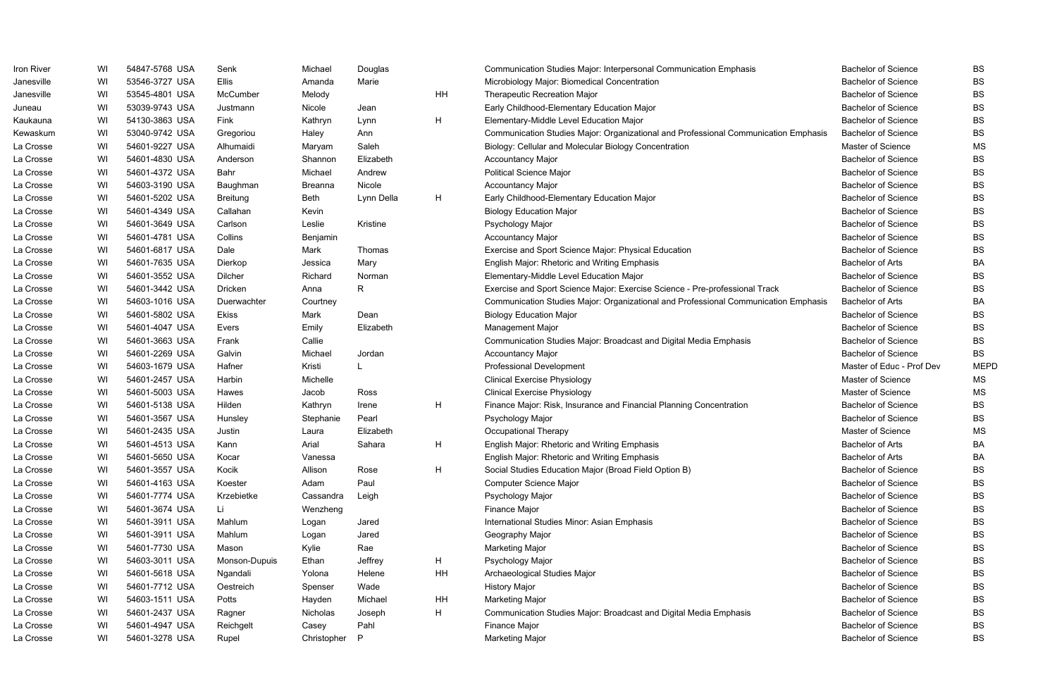| | | | | | | | | | | |
|---|---|---|---|---|---|---|---|---|---|---|
| Iron River | WI | 54847-5768 USA | Senk | Michael | Douglas | | Communication Studies Major: Interpersonal Communication Emphasis | Bachelor of Science | BS |
| Janesville | WI | 53546-3727 USA | Ellis | Amanda | Marie | | Microbiology Major: Biomedical Concentration | Bachelor of Science | BS |
| Janesville | WI | 53545-4801 USA | McCumber | Melody | | HH | Therapeutic Recreation Major | Bachelor of Science | BS |
| Juneau | WI | 53039-9743 USA | Justmann | Nicole | Jean | | Early Childhood-Elementary Education Major | Bachelor of Science | BS |
| Kaukauna | WI | 54130-3863 USA | Fink | Kathryn | Lynn | H | Elementary-Middle Level Education Major | Bachelor of Science | BS |
| Kewaskum | WI | 53040-9742 USA | Gregoriou | Haley | Ann | | Communication Studies Major: Organizational and Professional Communication Emphasis | Bachelor of Science | BS |
| La Crosse | WI | 54601-9227 USA | Alhumaidi | Maryam | Saleh | | Biology: Cellular and Molecular Biology Concentration | Master of Science | MS |
| La Crosse | WI | 54601-4830 USA | Anderson | Shannon | Elizabeth | | Accountancy Major | Bachelor of Science | BS |
| La Crosse | WI | 54601-4372 USA | Bahr | Michael | Andrew | | Political Science Major | Bachelor of Science | BS |
| La Crosse | WI | 54603-3190 USA | Baughman | Breanna | Nicole | | Accountancy Major | Bachelor of Science | BS |
| La Crosse | WI | 54601-5202 USA | Breitung | Beth | Lynn Della | H | Early Childhood-Elementary Education Major | Bachelor of Science | BS |
| La Crosse | WI | 54601-4349 USA | Callahan | Kevin | | | Biology Education Major | Bachelor of Science | BS |
| La Crosse | WI | 54601-3649 USA | Carlson | Leslie | Kristine | | Psychology Major | Bachelor of Science | BS |
| La Crosse | WI | 54601-4781 USA | Collins | Benjamin | | | Accountancy Major | Bachelor of Science | BS |
| La Crosse | WI | 54601-6817 USA | Dale | Mark | Thomas | | Exercise and Sport Science Major: Physical Education | Bachelor of Science | BS |
| La Crosse | WI | 54601-7635 USA | Dierkop | Jessica | Mary | | English Major: Rhetoric and Writing Emphasis | Bachelor of Arts | BA |
| La Crosse | WI | 54601-3552 USA | Dilcher | Richard | Norman | | Elementary-Middle Level Education Major | Bachelor of Science | BS |
| La Crosse | WI | 54601-3442 USA | Dricken | Anna | R | | Exercise and Sport Science Major: Exercise Science - Pre-professional Track | Bachelor of Science | BS |
| La Crosse | WI | 54603-1016 USA | Duerwachter | Courtney | | | Communication Studies Major: Organizational and Professional Communication Emphasis | Bachelor of Arts | BA |
| La Crosse | WI | 54601-5802 USA | Ekiss | Mark | Dean | | Biology Education Major | Bachelor of Science | BS |
| La Crosse | WI | 54601-4047 USA | Evers | Emily | Elizabeth | | Management Major | Bachelor of Science | BS |
| La Crosse | WI | 54601-3663 USA | Frank | Callie | | | Communication Studies Major: Broadcast and Digital Media Emphasis | Bachelor of Science | BS |
| La Crosse | WI | 54601-2269 USA | Galvin | Michael | Jordan | | Accountancy Major | Bachelor of Science | BS |
| La Crosse | WI | 54603-1679 USA | Hafner | Kristi | L | | Professional Development | Master of Educ - Prof Dev | MEPD |
| La Crosse | WI | 54601-2457 USA | Harbin | Michelle | | | Clinical Exercise Physiology | Master of Science | MS |
| La Crosse | WI | 54601-5003 USA | Hawes | Jacob | Ross | | Clinical Exercise Physiology | Master of Science | MS |
| La Crosse | WI | 54601-5138 USA | Hilden | Kathryn | Irene | H | Finance Major: Risk, Insurance and Financial Planning Concentration | Bachelor of Science | BS |
| La Crosse | WI | 54601-3567 USA | Hunsley | Stephanie | Pearl | | Psychology Major | Bachelor of Science | BS |
| La Crosse | WI | 54601-2435 USA | Justin | Laura | Elizabeth | | Occupational Therapy | Master of Science | MS |
| La Crosse | WI | 54601-4513 USA | Kann | Arial | Sahara | H | English Major: Rhetoric and Writing Emphasis | Bachelor of Arts | BA |
| La Crosse | WI | 54601-5650 USA | Kocar | Vanessa | | | English Major: Rhetoric and Writing Emphasis | Bachelor of Arts | BA |
| La Crosse | WI | 54601-3557 USA | Kocik | Allison | Rose | H | Social Studies Education Major (Broad Field Option B) | Bachelor of Science | BS |
| La Crosse | WI | 54601-4163 USA | Koester | Adam | Paul | | Computer Science Major | Bachelor of Science | BS |
| La Crosse | WI | 54601-7774 USA | Krzebietke | Cassandra | Leigh | | Psychology Major | Bachelor of Science | BS |
| La Crosse | WI | 54601-3674 USA | Li | Wenzheng | | | Finance Major | Bachelor of Science | BS |
| La Crosse | WI | 54601-3911 USA | Mahlum | Logan | Jared | | International Studies Minor: Asian Emphasis | Bachelor of Science | BS |
| La Crosse | WI | 54601-3911 USA | Mahlum | Logan | Jared | | Geography Major | Bachelor of Science | BS |
| La Crosse | WI | 54601-7730 USA | Mason | Kylie | Rae | | Marketing Major | Bachelor of Science | BS |
| La Crosse | WI | 54603-3011 USA | Monson-Dupuis | Ethan | Jeffrey | H | Psychology Major | Bachelor of Science | BS |
| La Crosse | WI | 54601-5618 USA | Ngandali | Yolona | Helene | HH | Archaeological Studies Major | Bachelor of Science | BS |
| La Crosse | WI | 54601-7712 USA | Oestreich | Spenser | Wade | | History Major | Bachelor of Science | BS |
| La Crosse | WI | 54603-1511 USA | Potts | Hayden | Michael | HH | Marketing Major | Bachelor of Science | BS |
| La Crosse | WI | 54601-2437 USA | Ragner | Nicholas | Joseph | H | Communication Studies Major: Broadcast and Digital Media Emphasis | Bachelor of Science | BS |
| La Crosse | WI | 54601-4947 USA | Reichgelt | Casey | Pahl | | Finance Major | Bachelor of Science | BS |
| La Crosse | WI | 54601-3278 USA | Rupel | Christopher | P | | Marketing Major | Bachelor of Science | BS |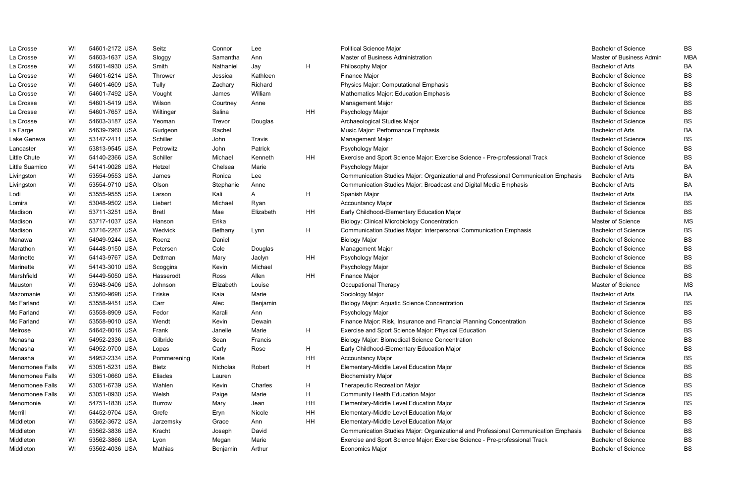| | | | | | | | | | | |
|---|---|---|---|---|---|---|---|---|---|---|
| La Crosse | WI | 54601-2172 | USA | Seitz | Connor | Lee | | Political Science Major | Bachelor of Science | BS |
| La Crosse | WI | 54603-1637 | USA | Sloggy | Samantha | Ann | | Master of Business Administration | Master of Business Admin | MBA |
| La Crosse | WI | 54601-4930 | USA | Smith | Nathaniel | Jay | H | Philosophy Major | Bachelor of Arts | BA |
| La Crosse | WI | 54601-6214 | USA | Thrower | Jessica | Kathleen | | Finance Major | Bachelor of Science | BS |
| La Crosse | WI | 54601-4609 | USA | Tully | Zachary | Richard | | Physics Major: Computational Emphasis | Bachelor of Science | BS |
| La Crosse | WI | 54601-7492 | USA | Vought | James | William | | Mathematics Major: Education Emphasis | Bachelor of Science | BS |
| La Crosse | WI | 54601-5419 | USA | Wilson | Courtney | Anne | | Management Major | Bachelor of Science | BS |
| La Crosse | WI | 54601-7657 | USA | Wiltinger | Salina | | HH | Psychology Major | Bachelor of Science | BS |
| La Crosse | WI | 54603-3187 | USA | Yeoman | Trevor | Douglas | | Archaeological Studies Major | Bachelor of Science | BS |
| La Farge | WI | 54639-7960 | USA | Gudgeon | Rachel | | | Music Major: Performance Emphasis | Bachelor of Arts | BA |
| Lake Geneva | WI | 53147-2411 | USA | Schiller | John | Travis | | Management Major | Bachelor of Science | BS |
| Lancaster | WI | 53813-9545 | USA | Petrowitz | John | Patrick | | Psychology Major | Bachelor of Science | BS |
| Little Chute | WI | 54140-2366 | USA | Schiller | Michael | Kenneth | HH | Exercise and Sport Science Major: Exercise Science - Pre-professional Track | Bachelor of Science | BS |
| Little Suamico | WI | 54141-9028 | USA | Hetzel | Chelsea | Marie | | Psychology Major | Bachelor of Arts | BA |
| Livingston | WI | 53554-9553 | USA | James | Ronica | Lee | | Communication Studies Major: Organizational and Professional Communication Emphasis | Bachelor of Arts | BA |
| Livingston | WI | 53554-9710 | USA | Olson | Stephanie | Anne | | Communication Studies Major: Broadcast and Digital Media Emphasis | Bachelor of Arts | BA |
| Lodi | WI | 53555-9555 | USA | Larson | Kali | A | H | Spanish Major | Bachelor of Arts | BA |
| Lomira | WI | 53048-9502 | USA | Liebert | Michael | Ryan | | Accountancy Major | Bachelor of Science | BS |
| Madison | WI | 53711-3251 | USA | Bretl | Mae | Elizabeth | HH | Early Childhood-Elementary Education Major | Bachelor of Science | BS |
| Madison | WI | 53717-1037 | USA | Hanson | Erika | | | Biology: Clinical Microbiology Concentration | Master of Science | MS |
| Madison | WI | 53716-2267 | USA | Wedvick | Bethany | Lynn | H | Communication Studies Major: Interpersonal Communication Emphasis | Bachelor of Science | BS |
| Manawa | WI | 54949-9244 | USA | Roenz | Daniel | | | Biology Major | Bachelor of Science | BS |
| Marathon | WI | 54448-9150 | USA | Petersen | Cole | Douglas | | Management Major | Bachelor of Science | BS |
| Marinette | WI | 54143-9767 | USA | Dettman | Mary | Jaclyn | HH | Psychology Major | Bachelor of Science | BS |
| Marinette | WI | 54143-3010 | USA | Scoggins | Kevin | Michael | | Psychology Major | Bachelor of Science | BS |
| Marshfield | WI | 54449-5050 | USA | Hasserodt | Ross | Allen | HH | Finance Major | Bachelor of Science | BS |
| Mauston | WI | 53948-9406 | USA | Johnson | Elizabeth | Louise | | Occupational Therapy | Master of Science | MS |
| Mazomanie | WI | 53560-9698 | USA | Friske | Kaia | Marie | | Sociology Major | Bachelor of Arts | BA |
| Mc Farland | WI | 53558-9451 | USA | Carr | Alec | Benjamin | | Biology Major: Aquatic Science Concentration | Bachelor of Science | BS |
| Mc Farland | WI | 53558-8909 | USA | Fedor | Karali | Ann | | Psychology Major | Bachelor of Science | BS |
| Mc Farland | WI | 53558-9010 | USA | Wendt | Kevin | Dewain | | Finance Major: Risk, Insurance and Financial Planning Concentration | Bachelor of Science | BS |
| Melrose | WI | 54642-8016 | USA | Frank | Janelle | Marie | H | Exercise and Sport Science Major: Physical Education | Bachelor of Science | BS |
| Menasha | WI | 54952-2336 | USA | Gilbride | Sean | Francis | | Biology Major: Biomedical Science Concentration | Bachelor of Science | BS |
| Menasha | WI | 54952-9700 | USA | Lopas | Carly | Rose | H | Early Childhood-Elementary Education Major | Bachelor of Science | BS |
| Menasha | WI | 54952-2334 | USA | Pommerening | Kate | | HH | Accountancy Major | Bachelor of Science | BS |
| Menomonee Falls | WI | 53051-5231 | USA | Bietz | Nicholas | Robert | H | Elementary-Middle Level Education Major | Bachelor of Science | BS |
| Menomonee Falls | WI | 53051-0660 | USA | Eliades | Lauren | | | Biochemistry Major | Bachelor of Science | BS |
| Menomonee Falls | WI | 53051-6739 | USA | Wahlen | Kevin | Charles | H | Therapeutic Recreation Major | Bachelor of Science | BS |
| Menomonee Falls | WI | 53051-0930 | USA | Welsh | Paige | Marie | H | Community Health Education Major | Bachelor of Science | BS |
| Menomonie | WI | 54751-1838 | USA | Burrow | Mary | Jean | HH | Elementary-Middle Level Education Major | Bachelor of Science | BS |
| Merrill | WI | 54452-9704 | USA | Grefe | Eryn | Nicole | HH | Elementary-Middle Level Education Major | Bachelor of Science | BS |
| Middleton | WI | 53562-3672 | USA | Jarzemsky | Grace | Ann | HH | Elementary-Middle Level Education Major | Bachelor of Science | BS |
| Middleton | WI | 53562-3836 | USA | Kracht | Joseph | David | | Communication Studies Major: Organizational and Professional Communication Emphasis | Bachelor of Science | BS |
| Middleton | WI | 53562-3866 | USA | Lyon | Megan | Marie | | Exercise and Sport Science Major: Exercise Science - Pre-professional Track | Bachelor of Science | BS |
| Middleton | WI | 53562-4036 | USA | Mathias | Benjamin | Arthur | | Economics Major | Bachelor of Science | BS |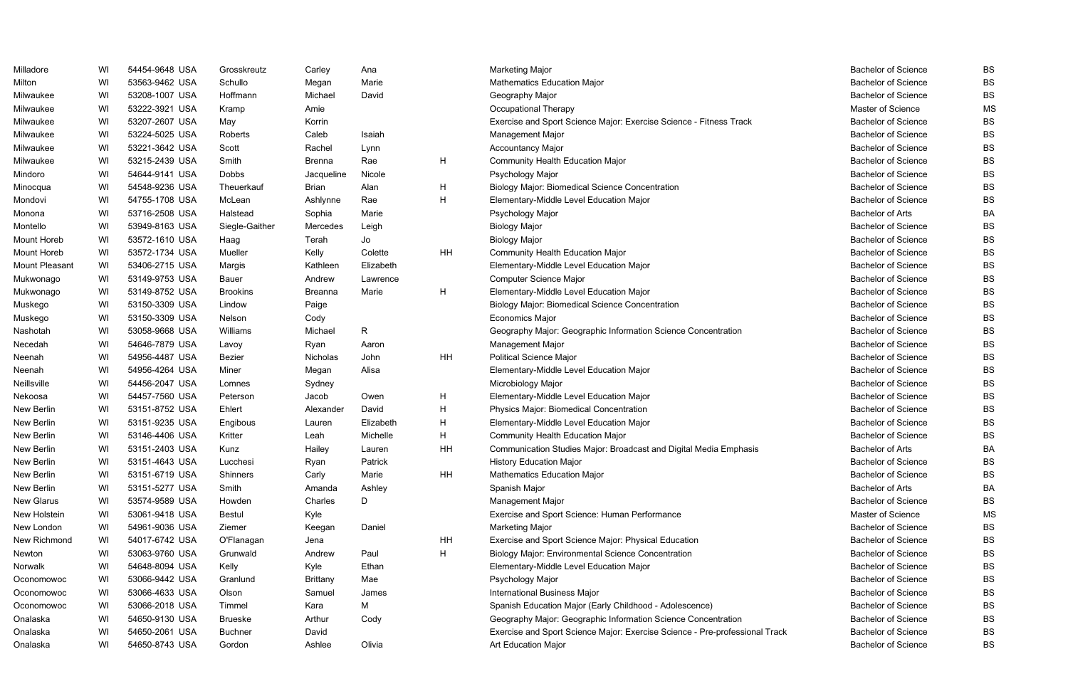| | | | | | | | | | |
|---|---|---|---|---|---|---|---|---|---|
| Milladore | WI | 54454-9648 USA | Grosskreutz | Carley | Ana | | Marketing Major | Bachelor of Science | BS |
| Milton | WI | 53563-9462 USA | Schullo | Megan | Marie | | Mathematics Education Major | Bachelor of Science | BS |
| Milwaukee | WI | 53208-1007 USA | Hoffmann | Michael | David | | Geography Major | Bachelor of Science | BS |
| Milwaukee | WI | 53222-3921 USA | Kramp | Amie | | | Occupational Therapy | Master of Science | MS |
| Milwaukee | WI | 53207-2607 USA | May | Korrin | | | Exercise and Sport Science Major: Exercise Science - Fitness Track | Bachelor of Science | BS |
| Milwaukee | WI | 53224-5025 USA | Roberts | Caleb | Isaiah | | Management Major | Bachelor of Science | BS |
| Milwaukee | WI | 53221-3642 USA | Scott | Rachel | Lynn | | Accountancy Major | Bachelor of Science | BS |
| Milwaukee | WI | 53215-2439 USA | Smith | Brenna | Rae | H | Community Health Education Major | Bachelor of Science | BS |
| Mindoro | WI | 54644-9141 USA | Dobbs | Jacqueline | Nicole | | Psychology Major | Bachelor of Science | BS |
| Minocqua | WI | 54548-9236 USA | Theuerkauf | Brian | Alan | H | Biology Major: Biomedical Science Concentration | Bachelor of Science | BS |
| Mondovi | WI | 54755-1708 USA | McLean | Ashlynne | Rae | H | Elementary-Middle Level Education Major | Bachelor of Science | BS |
| Monona | WI | 53716-2508 USA | Halstead | Sophia | Marie | | Psychology Major | Bachelor of Arts | BA |
| Montello | WI | 53949-8163 USA | Siegle-Gaither | Mercedes | Leigh | | Biology Major | Bachelor of Science | BS |
| Mount Horeb | WI | 53572-1610 USA | Haag | Terah | Jo | | Biology Major | Bachelor of Science | BS |
| Mount Horeb | WI | 53572-1734 USA | Mueller | Kelly | Colette | HH | Community Health Education Major | Bachelor of Science | BS |
| Mount Pleasant | WI | 53406-2715 USA | Margis | Kathleen | Elizabeth | | Elementary-Middle Level Education Major | Bachelor of Science | BS |
| Mukwonago | WI | 53149-9753 USA | Bauer | Andrew | Lawrence | | Computer Science Major | Bachelor of Science | BS |
| Mukwonago | WI | 53149-8752 USA | Brookins | Breanna | Marie | H | Elementary-Middle Level Education Major | Bachelor of Science | BS |
| Muskego | WI | 53150-3309 USA | Lindow | Paige | | | Biology Major: Biomedical Science Concentration | Bachelor of Science | BS |
| Muskego | WI | 53150-3309 USA | Nelson | Cody | | | Economics Major | Bachelor of Science | BS |
| Nashotah | WI | 53058-9668 USA | Williams | Michael | R | | Geography Major: Geographic Information Science Concentration | Bachelor of Science | BS |
| Necedah | WI | 54646-7879 USA | Lavoy | Ryan | Aaron | | Management Major | Bachelor of Science | BS |
| Neenah | WI | 54956-4487 USA | Bezier | Nicholas | John | HH | Political Science Major | Bachelor of Science | BS |
| Neenah | WI | 54956-4264 USA | Miner | Megan | Alisa | | Elementary-Middle Level Education Major | Bachelor of Science | BS |
| Neillsville | WI | 54456-2047 USA | Lomnes | Sydney | | | Microbiology Major | Bachelor of Science | BS |
| Nekoosa | WI | 54457-7560 USA | Peterson | Jacob | Owen | H | Elementary-Middle Level Education Major | Bachelor of Science | BS |
| New Berlin | WI | 53151-8752 USA | Ehlert | Alexander | David | H | Physics Major: Biomedical Concentration | Bachelor of Science | BS |
| New Berlin | WI | 53151-9235 USA | Engibous | Lauren | Elizabeth | H | Elementary-Middle Level Education Major | Bachelor of Science | BS |
| New Berlin | WI | 53146-4406 USA | Kritter | Leah | Michelle | H | Community Health Education Major | Bachelor of Science | BS |
| New Berlin | WI | 53151-2403 USA | Kunz | Hailey | Lauren | HH | Communication Studies Major: Broadcast and Digital Media Emphasis | Bachelor of Arts | BA |
| New Berlin | WI | 53151-4643 USA | Lucchesi | Ryan | Patrick | | History Education Major | Bachelor of Science | BS |
| New Berlin | WI | 53151-6719 USA | Shinners | Carly | Marie | HH | Mathematics Education Major | Bachelor of Science | BS |
| New Berlin | WI | 53151-5277 USA | Smith | Amanda | Ashley | | Spanish Major | Bachelor of Arts | BA |
| New Glarus | WI | 53574-9589 USA | Howden | Charles | D | | Management Major | Bachelor of Science | BS |
| New Holstein | WI | 53061-9418 USA | Bestul | Kyle | | | Exercise and Sport Science: Human Performance | Master of Science | MS |
| New London | WI | 54961-9036 USA | Ziemer | Keegan | Daniel | | Marketing Major | Bachelor of Science | BS |
| New Richmond | WI | 54017-6742 USA | O'Flanagan | Jena | | HH | Exercise and Sport Science Major: Physical Education | Bachelor of Science | BS |
| Newton | WI | 53063-9760 USA | Grunwald | Andrew | Paul | H | Biology Major: Environmental Science Concentration | Bachelor of Science | BS |
| Norwalk | WI | 54648-8094 USA | Kelly | Kyle | Ethan | | Elementary-Middle Level Education Major | Bachelor of Science | BS |
| Oconomowoc | WI | 53066-9442 USA | Granlund | Brittany | Mae | | Psychology Major | Bachelor of Science | BS |
| Oconomowoc | WI | 53066-4633 USA | Olson | Samuel | James | | International Business Major | Bachelor of Science | BS |
| Oconomowoc | WI | 53066-2018 USA | Timmel | Kara | M | | Spanish Education Major (Early Childhood - Adolescence) | Bachelor of Science | BS |
| Onalaska | WI | 54650-9130 USA | Brueske | Arthur | Cody | | Geography Major: Geographic Information Science Concentration | Bachelor of Science | BS |
| Onalaska | WI | 54650-2061 USA | Buchner | David | | | Exercise and Sport Science Major: Exercise Science - Pre-professional Track | Bachelor of Science | BS |
| Onalaska | WI | 54650-8743 USA | Gordon | Ashlee | Olivia | | Art Education Major | Bachelor of Science | BS |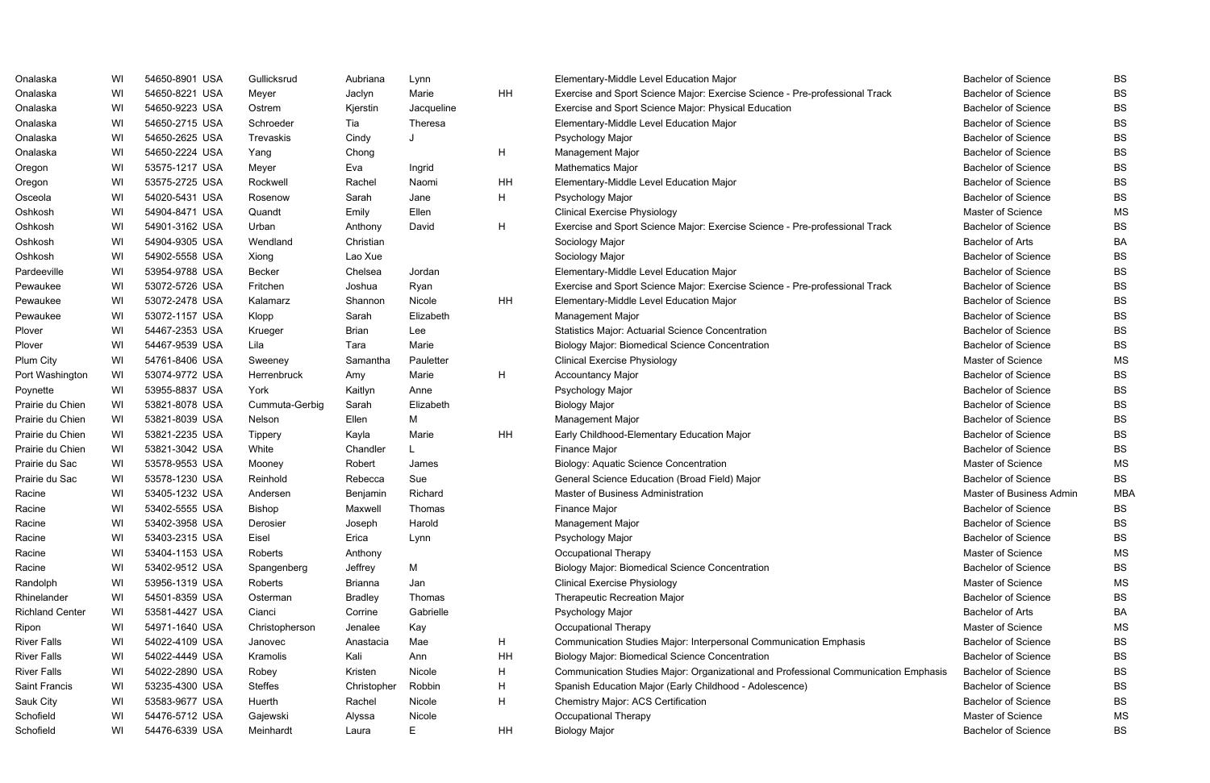| | | | | | | | | | |
|---|---|---|---|---|---|---|---|---|---|
| Onalaska | WI | 54650-8901 USA | Gullicksrud | Aubriana | Lynn | | Elementary-Middle Level Education Major | Bachelor of Science | BS |
| Onalaska | WI | 54650-8221 USA | Meyer | Jaclyn | Marie | HH | Exercise and Sport Science Major: Exercise Science - Pre-professional Track | Bachelor of Science | BS |
| Onalaska | WI | 54650-9223 USA | Ostrem | Kjerstin | Jacqueline | | Exercise and Sport Science Major: Physical Education | Bachelor of Science | BS |
| Onalaska | WI | 54650-2715 USA | Schroeder | Tia | Theresa | | Elementary-Middle Level Education Major | Bachelor of Science | BS |
| Onalaska | WI | 54650-2625 USA | Trevaskis | Cindy | J | | Psychology Major | Bachelor of Science | BS |
| Onalaska | WI | 54650-2224 USA | Yang | Chong | | H | Management Major | Bachelor of Science | BS |
| Oregon | WI | 53575-1217 USA | Meyer | Eva | Ingrid | | Mathematics Major | Bachelor of Science | BS |
| Oregon | WI | 53575-2725 USA | Rockwell | Rachel | Naomi | HH | Elementary-Middle Level Education Major | Bachelor of Science | BS |
| Osceola | WI | 54020-5431 USA | Rosenow | Sarah | Jane | H | Psychology Major | Bachelor of Science | BS |
| Oshkosh | WI | 54904-8471 USA | Quandt | Emily | Ellen | | Clinical Exercise Physiology | Master of Science | MS |
| Oshkosh | WI | 54901-3162 USA | Urban | Anthony | David | H | Exercise and Sport Science Major: Exercise Science - Pre-professional Track | Bachelor of Science | BS |
| Oshkosh | WI | 54904-9305 USA | Wendland | Christian | | | Sociology Major | Bachelor of Arts | BA |
| Oshkosh | WI | 54902-5558 USA | Xiong | Lao Xue | | | Sociology Major | Bachelor of Science | BS |
| Pardeeville | WI | 53954-9788 USA | Becker | Chelsea | Jordan | | Elementary-Middle Level Education Major | Bachelor of Science | BS |
| Pewaukee | WI | 53072-5726 USA | Fritchen | Joshua | Ryan | | Exercise and Sport Science Major: Exercise Science - Pre-professional Track | Bachelor of Science | BS |
| Pewaukee | WI | 53072-2478 USA | Kalamarz | Shannon | Nicole | HH | Elementary-Middle Level Education Major | Bachelor of Science | BS |
| Pewaukee | WI | 53072-1157 USA | Klopp | Sarah | Elizabeth | | Management Major | Bachelor of Science | BS |
| Plover | WI | 54467-2353 USA | Krueger | Brian | Lee | | Statistics Major: Actuarial Science Concentration | Bachelor of Science | BS |
| Plover | WI | 54467-9539 USA | Lila | Tara | Marie | | Biology Major: Biomedical Science Concentration | Bachelor of Science | BS |
| Plum City | WI | 54761-8406 USA | Sweeney | Samantha | Pauletter | | Clinical Exercise Physiology | Master of Science | MS |
| Port Washington | WI | 53074-9772 USA | Herrenbruck | Amy | Marie | H | Accountancy Major | Bachelor of Science | BS |
| Poynette | WI | 53955-8837 USA | York | Kaitlyn | Anne | | Psychology Major | Bachelor of Science | BS |
| Prairie du Chien | WI | 53821-8078 USA | Cummuta-Gerbig | Sarah | Elizabeth | | Biology Major | Bachelor of Science | BS |
| Prairie du Chien | WI | 53821-8039 USA | Nelson | Ellen | M | | Management Major | Bachelor of Science | BS |
| Prairie du Chien | WI | 53821-2235 USA | Tippery | Kayla | Marie | HH | Early Childhood-Elementary Education Major | Bachelor of Science | BS |
| Prairie du Chien | WI | 53821-3042 USA | White | Chandler | L | | Finance Major | Bachelor of Science | BS |
| Prairie du Sac | WI | 53578-9553 USA | Mooney | Robert | James | | Biology: Aquatic Science Concentration | Master of Science | MS |
| Prairie du Sac | WI | 53578-1230 USA | Reinhold | Rebecca | Sue | | General Science Education (Broad Field) Major | Bachelor of Science | BS |
| Racine | WI | 53405-1232 USA | Andersen | Benjamin | Richard | | Master of Business Administration | Master of Business Admin | MBA |
| Racine | WI | 53402-5555 USA | Bishop | Maxwell | Thomas | | Finance Major | Bachelor of Science | BS |
| Racine | WI | 53402-3958 USA | Derosier | Joseph | Harold | | Management Major | Bachelor of Science | BS |
| Racine | WI | 53403-2315 USA | Eisel | Erica | Lynn | | Psychology Major | Bachelor of Science | BS |
| Racine | WI | 53404-1153 USA | Roberts | Anthony | | | Occupational Therapy | Master of Science | MS |
| Racine | WI | 53402-9512 USA | Spangenberg | Jeffrey | M | | Biology Major: Biomedical Science Concentration | Bachelor of Science | BS |
| Randolph | WI | 53956-1319 USA | Roberts | Brianna | Jan | | Clinical Exercise Physiology | Master of Science | MS |
| Rhinelander | WI | 54501-8359 USA | Osterman | Bradley | Thomas | | Therapeutic Recreation Major | Bachelor of Science | BS |
| Richland Center | WI | 53581-4427 USA | Cianci | Corrine | Gabrielle | | Psychology Major | Bachelor of Arts | BA |
| Ripon | WI | 54971-1640 USA | Christopherson | Jenalee | Kay | | Occupational Therapy | Master of Science | MS |
| River Falls | WI | 54022-4109 USA | Janovec | Anastacia | Mae | H | Communication Studies Major: Interpersonal Communication Emphasis | Bachelor of Science | BS |
| River Falls | WI | 54022-4449 USA | Kramolis | Kali | Ann | HH | Biology Major: Biomedical Science Concentration | Bachelor of Science | BS |
| River Falls | WI | 54022-2890 USA | Robey | Kristen | Nicole | H | Communication Studies Major: Organizational and Professional Communication Emphasis | Bachelor of Science | BS |
| Saint Francis | WI | 53235-4300 USA | Steffes | Christopher | Robbin | H | Spanish Education Major (Early Childhood - Adolescence) | Bachelor of Science | BS |
| Sauk City | WI | 53583-9677 USA | Huerth | Rachel | Nicole | H | Chemistry Major: ACS Certification | Bachelor of Science | BS |
| Schofield | WI | 54476-5712 USA | Gajewski | Alyssa | Nicole | | Occupational Therapy | Master of Science | MS |
| Schofield | WI | 54476-6339 USA | Meinhardt | Laura | E | HH | Biology Major | Bachelor of Science | BS |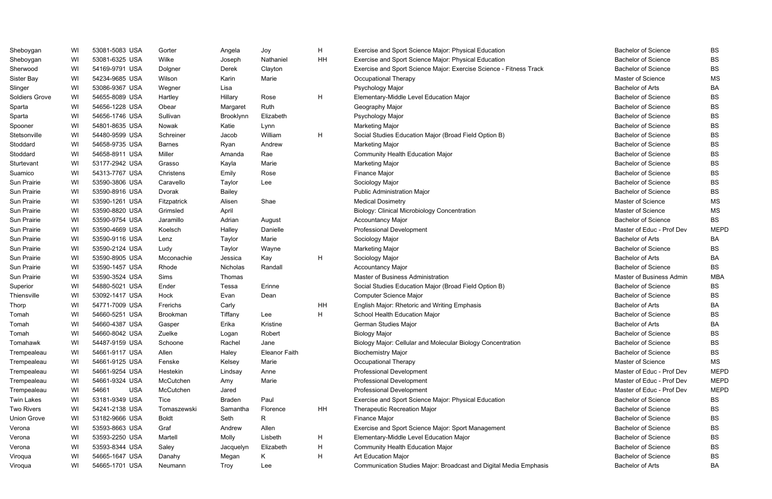| | | | | | | | | | | |
|---|---|---|---|---|---|---|---|---|---|---|
| Sheboygan | WI | 53081-5083 | USA | Gorter | Angela | Joy | H | Exercise and Sport Science Major: Physical Education | Bachelor of Science | BS |
| Sheboygan | WI | 53081-6325 | USA | Wilke | Joseph | Nathaniel | HH | Exercise and Sport Science Major: Physical Education | Bachelor of Science | BS |
| Sherwood | WI | 54169-9791 | USA | Dolgner | Derek | Clayton | | Exercise and Sport Science Major: Exercise Science - Fitness Track | Bachelor of Science | BS |
| Sister Bay | WI | 54234-9685 | USA | Wilson | Karin | Marie | | Occupational Therapy | Master of Science | MS |
| Slinger | WI | 53086-9367 | USA | Wegner | Lisa | | | Psychology Major | Bachelor of Arts | BA |
| Soldiers Grove | WI | 54655-8089 | USA | Hartley | Hillary | Rose | H | Elementary-Middle Level Education Major | Bachelor of Science | BS |
| Sparta | WI | 54656-1228 | USA | Obear | Margaret | Ruth | | Geography Major | Bachelor of Science | BS |
| Sparta | WI | 54656-1746 | USA | Sullivan | Brooklynn | Elizabeth | | Psychology Major | Bachelor of Science | BS |
| Spooner | WI | 54801-8635 | USA | Nowak | Katie | Lynn | | Marketing Major | Bachelor of Science | BS |
| Stetsonville | WI | 54480-9599 | USA | Schreiner | Jacob | William | H | Social Studies Education Major (Broad Field Option B) | Bachelor of Science | BS |
| Stoddard | WI | 54658-9735 | USA | Barnes | Ryan | Andrew | | Marketing Major | Bachelor of Science | BS |
| Stoddard | WI | 54658-8911 | USA | Miller | Amanda | Rae | | Community Health Education Major | Bachelor of Science | BS |
| Sturtevant | WI | 53177-2942 | USA | Grasso | Kayla | Marie | | Marketing Major | Bachelor of Science | BS |
| Suamico | WI | 54313-7767 | USA | Christens | Emily | Rose | | Finance Major | Bachelor of Science | BS |
| Sun Prairie | WI | 53590-3806 | USA | Caravello | Taylor | Lee | | Sociology Major | Bachelor of Science | BS |
| Sun Prairie | WI | 53590-8916 | USA | Dvorak | Bailey | | | Public Administration Major | Bachelor of Science | BS |
| Sun Prairie | WI | 53590-1261 | USA | Fitzpatrick | Alisen | Shae | | Medical Dosimetry | Master of Science | MS |
| Sun Prairie | WI | 53590-8820 | USA | Grimsled | April | | | Biology: Clinical Microbiology Concentration | Master of Science | MS |
| Sun Prairie | WI | 53590-9754 | USA | Jaramillo | Adrian | August | | Accountancy Major | Bachelor of Science | BS |
| Sun Prairie | WI | 53590-4669 | USA | Koelsch | Halley | Danielle | | Professional Development | Master of Educ - Prof Dev | MEPD |
| Sun Prairie | WI | 53590-9116 | USA | Lenz | Taylor | Marie | | Sociology Major | Bachelor of Arts | BA |
| Sun Prairie | WI | 53590-2124 | USA | Ludy | Taylor | Wayne | | Marketing Major | Bachelor of Science | BS |
| Sun Prairie | WI | 53590-8905 | USA | Mcconachie | Jessica | Kay | H | Sociology Major | Bachelor of Arts | BA |
| Sun Prairie | WI | 53590-1457 | USA | Rhode | Nicholas | Randall | | Accountancy Major | Bachelor of Science | BS |
| Sun Prairie | WI | 53590-3524 | USA | Sims | Thomas | | | Master of Business Administration | Master of Business Admin | MBA |
| Superior | WI | 54880-5021 | USA | Ender | Tessa | Erinne | | Social Studies Education Major (Broad Field Option B) | Bachelor of Science | BS |
| Thiensville | WI | 53092-1417 | USA | Hock | Evan | Dean | | Computer Science Major | Bachelor of Science | BS |
| Thorp | WI | 54771-7009 | USA | Frerichs | Carly | | HH | English Major: Rhetoric and Writing Emphasis | Bachelor of Arts | BA |
| Tomah | WI | 54660-5251 | USA | Brookman | Tiffany | Lee | H | School Health Education Major | Bachelor of Science | BS |
| Tomah | WI | 54660-4387 | USA | Gasper | Erika | Kristine | | German Studies Major | Bachelor of Arts | BA |
| Tomah | WI | 54660-8042 | USA | Zuelke | Logan | Robert | | Biology Major | Bachelor of Science | BS |
| Tomahawk | WI | 54487-9159 | USA | Schoone | Rachel | Jane | | Biology Major: Cellular and Molecular Biology Concentration | Bachelor of Science | BS |
| Trempealeau | WI | 54661-9117 | USA | Allen | Haley | Eleanor Faith | | Biochemistry Major | Bachelor of Science | BS |
| Trempealeau | WI | 54661-9125 | USA | Fenske | Kelsey | Marie | | Occupational Therapy | Master of Science | MS |
| Trempealeau | WI | 54661-9254 | USA | Hestekin | Lindsay | Anne | | Professional Development | Master of Educ - Prof Dev | MEPD |
| Trempealeau | WI | 54661-9324 | USA | McCutchen | Amy | Marie | | Professional Development | Master of Educ - Prof Dev | MEPD |
| Trempealeau | WI | 54661 | USA | McCutchen | Jared | | | Professional Development | Master of Educ - Prof Dev | MEPD |
| Twin Lakes | WI | 53181-9349 | USA | Tice | Braden | Paul | | Exercise and Sport Science Major: Physical Education | Bachelor of Science | BS |
| Two Rivers | WI | 54241-2138 | USA | Tomaszewski | Samantha | Florence | HH | Therapeutic Recreation Major | Bachelor of Science | BS |
| Union Grove | WI | 53182-9666 | USA | Boldt | Seth | R | | Finance Major | Bachelor of Science | BS |
| Verona | WI | 53593-8663 | USA | Graf | Andrew | Allen | | Exercise and Sport Science Major: Sport Management | Bachelor of Science | BS |
| Verona | WI | 53593-2250 | USA | Martell | Molly | Lisbeth | H | Elementary-Middle Level Education Major | Bachelor of Science | BS |
| Verona | WI | 53593-8344 | USA | Saley | Jacquelyn | Elizabeth | H | Community Health Education Major | Bachelor of Science | BS |
| Viroqua | WI | 54665-1647 | USA | Danahy | Megan | K | H | Art Education Major | Bachelor of Science | BS |
| Viroqua | WI | 54665-1701 | USA | Neumann | Troy | Lee | | Communication Studies Major: Broadcast and Digital Media Emphasis | Bachelor of Arts | BA |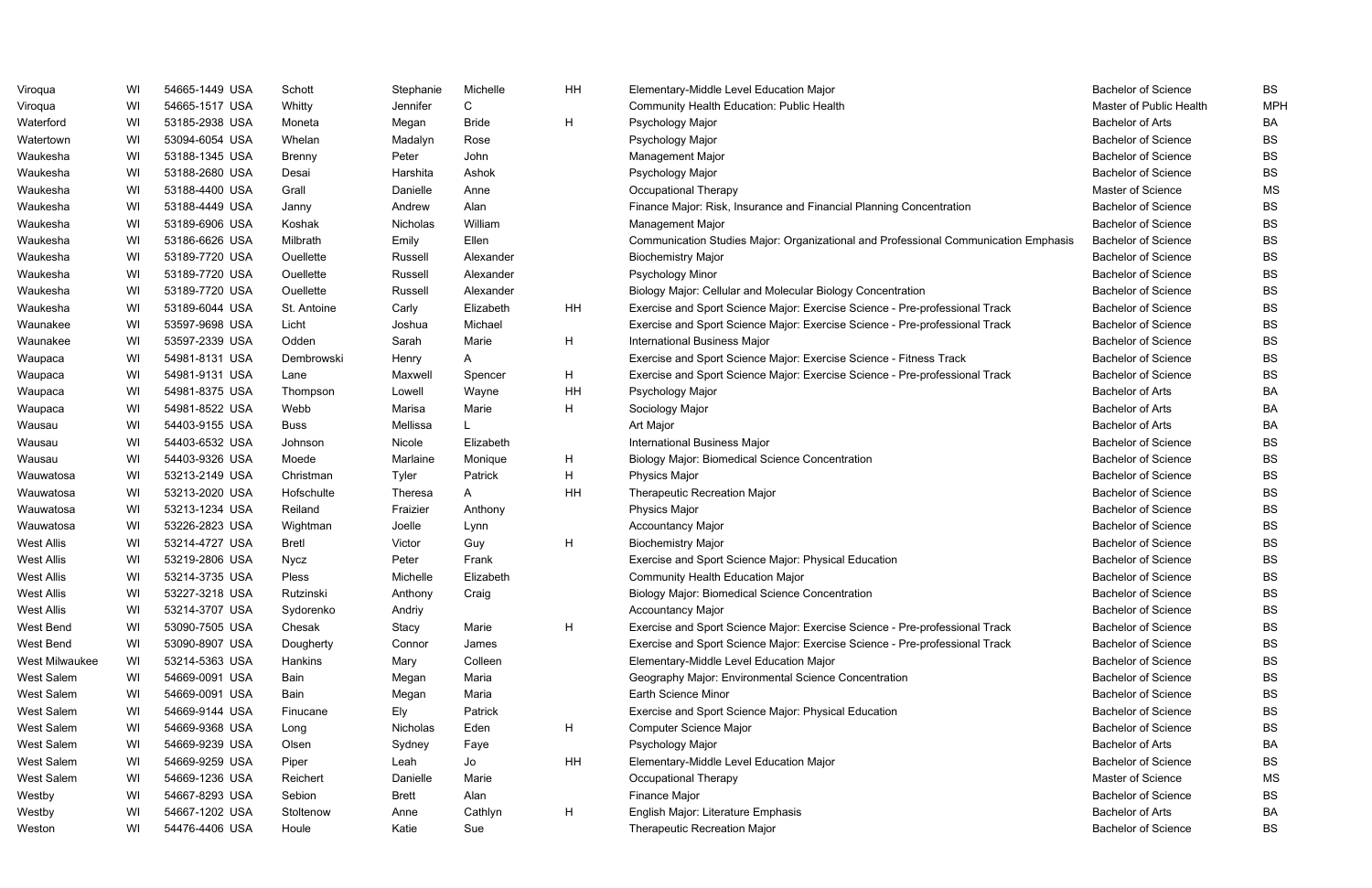| | | | | | | | | | |
|---|---|---|---|---|---|---|---|---|---|
| Viroqua | WI | 54665-1449 USA | Schott | Stephanie | Michelle | HH | Elementary-Middle Level Education Major | Bachelor of Science | BS |
| Viroqua | WI | 54665-1517 USA | Whitty | Jennifer | C | | Community Health Education: Public Health | Master of Public Health | MPH |
| Waterford | WI | 53185-2938 USA | Moneta | Megan | Bride | H | Psychology Major | Bachelor of Arts | BA |
| Watertown | WI | 53094-6054 USA | Whelan | Madalyn | Rose | | Psychology Major | Bachelor of Science | BS |
| Waukesha | WI | 53188-1345 USA | Brenny | Peter | John | | Management Major | Bachelor of Science | BS |
| Waukesha | WI | 53188-2680 USA | Desai | Harshita | Ashok | | Psychology Major | Bachelor of Science | BS |
| Waukesha | WI | 53188-4400 USA | Grall | Danielle | Anne | | Occupational Therapy | Master of Science | MS |
| Waukesha | WI | 53188-4449 USA | Janny | Andrew | Alan | | Finance Major: Risk, Insurance and Financial Planning Concentration | Bachelor of Science | BS |
| Waukesha | WI | 53189-6906 USA | Koshak | Nicholas | William | | Management Major | Bachelor of Science | BS |
| Waukesha | WI | 53186-6626 USA | Milbrath | Emily | Ellen | | Communication Studies Major: Organizational and Professional Communication Emphasis | Bachelor of Science | BS |
| Waukesha | WI | 53189-7720 USA | Ouellette | Russell | Alexander | | Biochemistry Major | Bachelor of Science | BS |
| Waukesha | WI | 53189-7720 USA | Ouellette | Russell | Alexander | | Psychology Minor | Bachelor of Science | BS |
| Waukesha | WI | 53189-7720 USA | Ouellette | Russell | Alexander | | Biology Major: Cellular and Molecular Biology Concentration | Bachelor of Science | BS |
| Waukesha | WI | 53189-6044 USA | St. Antoine | Carly | Elizabeth | HH | Exercise and Sport Science Major: Exercise Science - Pre-professional Track | Bachelor of Science | BS |
| Waunakee | WI | 53597-9698 USA | Licht | Joshua | Michael | | Exercise and Sport Science Major: Exercise Science - Pre-professional Track | Bachelor of Science | BS |
| Waunakee | WI | 53597-2339 USA | Odden | Sarah | Marie | H | International Business Major | Bachelor of Science | BS |
| Waupaca | WI | 54981-8131 USA | Dembrowski | Henry | A | | Exercise and Sport Science Major: Exercise Science - Fitness Track | Bachelor of Science | BS |
| Waupaca | WI | 54981-9131 USA | Lane | Maxwell | Spencer | H | Exercise and Sport Science Major: Exercise Science - Pre-professional Track | Bachelor of Science | BS |
| Waupaca | WI | 54981-8375 USA | Thompson | Lowell | Wayne | HH | Psychology Major | Bachelor of Arts | BA |
| Waupaca | WI | 54981-8522 USA | Webb | Marisa | Marie | H | Sociology Major | Bachelor of Arts | BA |
| Wausau | WI | 54403-9155 USA | Buss | Mellissa | L | | Art Major | Bachelor of Arts | BA |
| Wausau | WI | 54403-6532 USA | Johnson | Nicole | Elizabeth | | International Business Major | Bachelor of Science | BS |
| Wausau | WI | 54403-9326 USA | Moede | Marlaine | Monique | H | Biology Major: Biomedical Science Concentration | Bachelor of Science | BS |
| Wauwatosa | WI | 53213-2149 USA | Christman | Tyler | Patrick | H | Physics Major | Bachelor of Science | BS |
| Wauwatosa | WI | 53213-2020 USA | Hofschulte | Theresa | A | HH | Therapeutic Recreation Major | Bachelor of Science | BS |
| Wauwatosa | WI | 53213-1234 USA | Reiland | Fraizier | Anthony | | Physics Major | Bachelor of Science | BS |
| Wauwatosa | WI | 53226-2823 USA | Wightman | Joelle | Lynn | | Accountancy Major | Bachelor of Science | BS |
| West Allis | WI | 53214-4727 USA | Bretl | Victor | Guy | H | Biochemistry Major | Bachelor of Science | BS |
| West Allis | WI | 53219-2806 USA | Nycz | Peter | Frank | | Exercise and Sport Science Major: Physical Education | Bachelor of Science | BS |
| West Allis | WI | 53214-3735 USA | Pless | Michelle | Elizabeth | | Community Health Education Major | Bachelor of Science | BS |
| West Allis | WI | 53227-3218 USA | Rutzinski | Anthony | Craig | | Biology Major: Biomedical Science Concentration | Bachelor of Science | BS |
| West Allis | WI | 53214-3707 USA | Sydorenko | Andriy | | | Accountancy Major | Bachelor of Science | BS |
| West Bend | WI | 53090-7505 USA | Chesak | Stacy | Marie | H | Exercise and Sport Science Major: Exercise Science - Pre-professional Track | Bachelor of Science | BS |
| West Bend | WI | 53090-8907 USA | Dougherty | Connor | James | | Exercise and Sport Science Major: Exercise Science - Pre-professional Track | Bachelor of Science | BS |
| West Milwaukee | WI | 53214-5363 USA | Hankins | Mary | Colleen | | Elementary-Middle Level Education Major | Bachelor of Science | BS |
| West Salem | WI | 54669-0091 USA | Bain | Megan | Maria | | Geography Major: Environmental Science Concentration | Bachelor of Science | BS |
| West Salem | WI | 54669-0091 USA | Bain | Megan | Maria | | Earth Science Minor | Bachelor of Science | BS |
| West Salem | WI | 54669-9144 USA | Finucane | Ely | Patrick | | Exercise and Sport Science Major: Physical Education | Bachelor of Science | BS |
| West Salem | WI | 54669-9368 USA | Long | Nicholas | Eden | H | Computer Science Major | Bachelor of Science | BS |
| West Salem | WI | 54669-9239 USA | Olsen | Sydney | Faye | | Psychology Major | Bachelor of Arts | BA |
| West Salem | WI | 54669-9259 USA | Piper | Leah | Jo | HH | Elementary-Middle Level Education Major | Bachelor of Science | BS |
| West Salem | WI | 54669-1236 USA | Reichert | Danielle | Marie | | Occupational Therapy | Master of Science | MS |
| Westby | WI | 54667-8293 USA | Sebion | Brett | Alan | | Finance Major | Bachelor of Science | BS |
| Westby | WI | 54667-1202 USA | Stoltenow | Anne | Cathlyn | H | English Major: Literature Emphasis | Bachelor of Arts | BA |
| Weston | WI | 54476-4406 USA | Houle | Katie | Sue | | Therapeutic Recreation Major | Bachelor of Science | BS |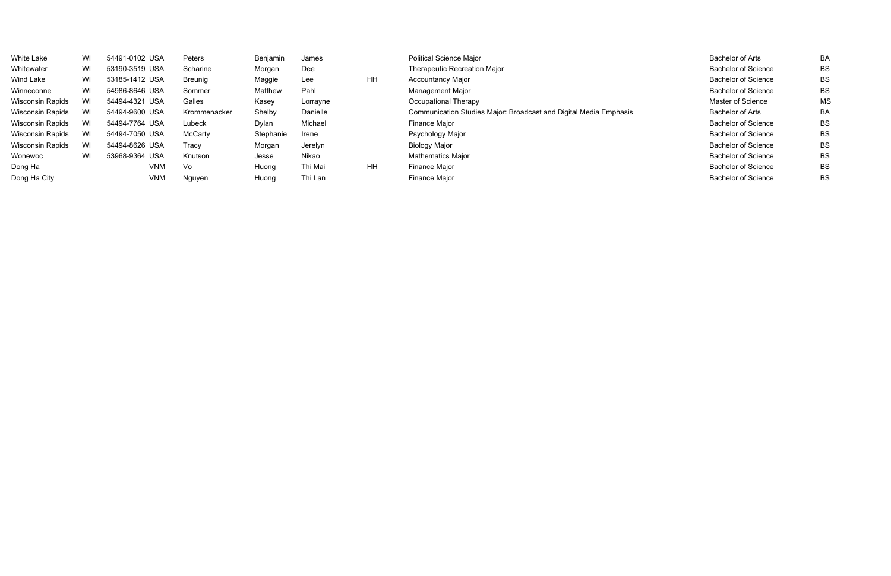| | | | | | | | | | | |
|---|---|---|---|---|---|---|---|---|---|---|
| White Lake | WI | 54491-0102 | USA | Peters | Benjamin | James | | Political Science Major | Bachelor of Arts | BA |
| Whitewater | WI | 53190-3519 | USA | Scharine | Morgan | Dee | | Therapeutic Recreation Major | Bachelor of Science | BS |
| Wind Lake | WI | 53185-1412 | USA | Breunig | Maggie | Lee | HH | Accountancy Major | Bachelor of Science | BS |
| Winneconne | WI | 54986-8646 | USA | Sommer | Matthew | Pahl | | Management Major | Bachelor of Science | BS |
| Wisconsin Rapids | WI | 54494-4321 | USA | Galles | Kasey | Lorrayne | | Occupational Therapy | Master of Science | MS |
| Wisconsin Rapids | WI | 54494-9600 | USA | Krommenacker | Shelby | Danielle | | Communication Studies Major: Broadcast and Digital Media Emphasis | Bachelor of Arts | BA |
| Wisconsin Rapids | WI | 54494-7764 | USA | Lubeck | Dylan | Michael | | Finance Major | Bachelor of Science | BS |
| Wisconsin Rapids | WI | 54494-7050 | USA | McCarty | Stephanie | Irene | | Psychology Major | Bachelor of Science | BS |
| Wisconsin Rapids | WI | 54494-8626 | USA | Tracy | Morgan | Jerelyn | | Biology Major | Bachelor of Science | BS |
| Wonewoc | WI | 53968-9364 | USA | Knutson | Jesse | Nikao | | Mathematics Major | Bachelor of Science | BS |
| Dong Ha | | | VNM | Vo | Huong | Thi Mai | HH | Finance Major | Bachelor of Science | BS |
| Dong Ha City | | | VNM | Nguyen | Huong | Thi Lan | | Finance Major | Bachelor of Science | BS |